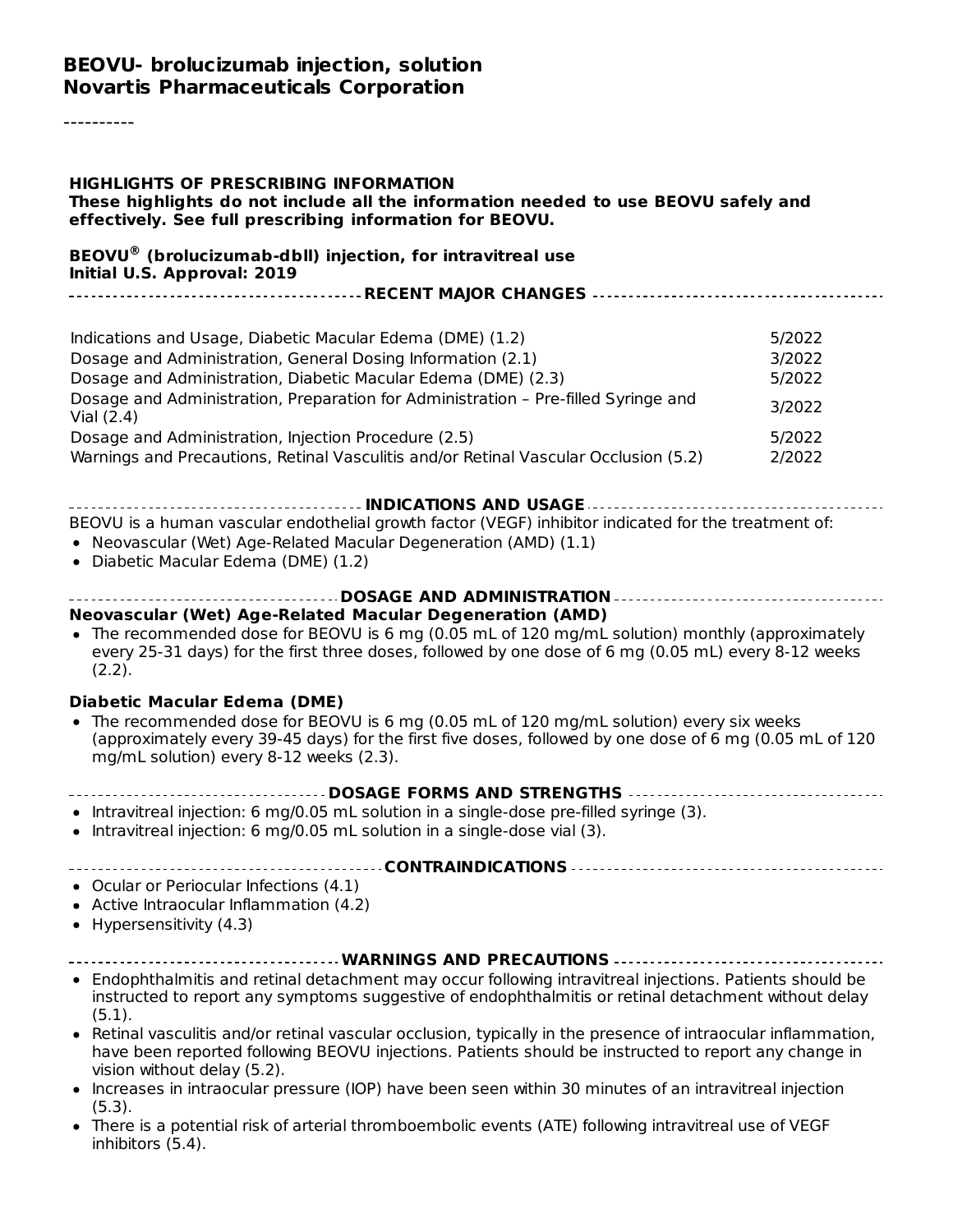# BEOVU- brolucizumab injection, solution
# Novartis Pharmaceuticals Corporation

----------

**HIGHLIGHTS OF PRESCRIBING INFORMATION**
**These highlights do not include all the information needed to use BEOVU safely and effectively. See full prescribing information for BEOVU.**

**BEOVU® (brolucizumab-dbll) injection, for intravitreal use**
**Initial U.S. Approval: 2019**

**RECENT MAJOR CHANGES**

| | |
|---|---|
| Indications and Usage, Diabetic Macular Edema (DME) (1.2) | 5/2022 |
| Dosage and Administration, General Dosing Information (2.1) | 3/2022 |
| Dosage and Administration, Diabetic Macular Edema (DME) (2.3) | 5/2022 |
| Dosage and Administration, Preparation for Administration – Pre-filled Syringe and Vial (2.4) | 3/2022 |
| Dosage and Administration, Injection Procedure (2.5) | 5/2022 |
| Warnings and Precautions, Retinal Vasculitis and/or Retinal Vascular Occlusion (5.2) | 2/2022 |

**INDICATIONS AND USAGE**

BEOVU is a human vascular endothelial growth factor (VEGF) inhibitor indicated for the treatment of:

- Neovascular (Wet) Age-Related Macular Degeneration (AMD) (1.1)
- Diabetic Macular Edema (DME) (1.2)

**DOSAGE AND ADMINISTRATION**

**Neovascular (Wet) Age-Related Macular Degeneration (AMD)**

- The recommended dose for BEOVU is 6 mg (0.05 mL of 120 mg/mL solution) monthly (approximately every 25-31 days) for the first three doses, followed by one dose of 6 mg (0.05 mL) every 8-12 weeks (2.2).

**Diabetic Macular Edema (DME)**

- The recommended dose for BEOVU is 6 mg (0.05 mL of 120 mg/mL solution) every six weeks (approximately every 39-45 days) for the first five doses, followed by one dose of 6 mg (0.05 mL of 120 mg/mL solution) every 8-12 weeks (2.3).

**DOSAGE FORMS AND STRENGTHS**

- Intravitreal injection: 6 mg/0.05 mL solution in a single-dose pre-filled syringe (3).
- Intravitreal injection: 6 mg/0.05 mL solution in a single-dose vial (3).

**CONTRAINDICATIONS**

- Ocular or Periocular Infections (4.1)
- Active Intraocular Inflammation (4.2)
- Hypersensitivity (4.3)

**WARNINGS AND PRECAUTIONS**

- Endophthalmitis and retinal detachment may occur following intravitreal injections. Patients should be instructed to report any symptoms suggestive of endophthalmitis or retinal detachment without delay (5.1).
- Retinal vasculitis and/or retinal vascular occlusion, typically in the presence of intraocular inflammation, have been reported following BEOVU injections. Patients should be instructed to report any change in vision without delay (5.2).
- Increases in intraocular pressure (IOP) have been seen within 30 minutes of an intravitreal injection (5.3).
- There is a potential risk of arterial thromboembolic events (ATE) following intravitreal use of VEGF inhibitors (5.4).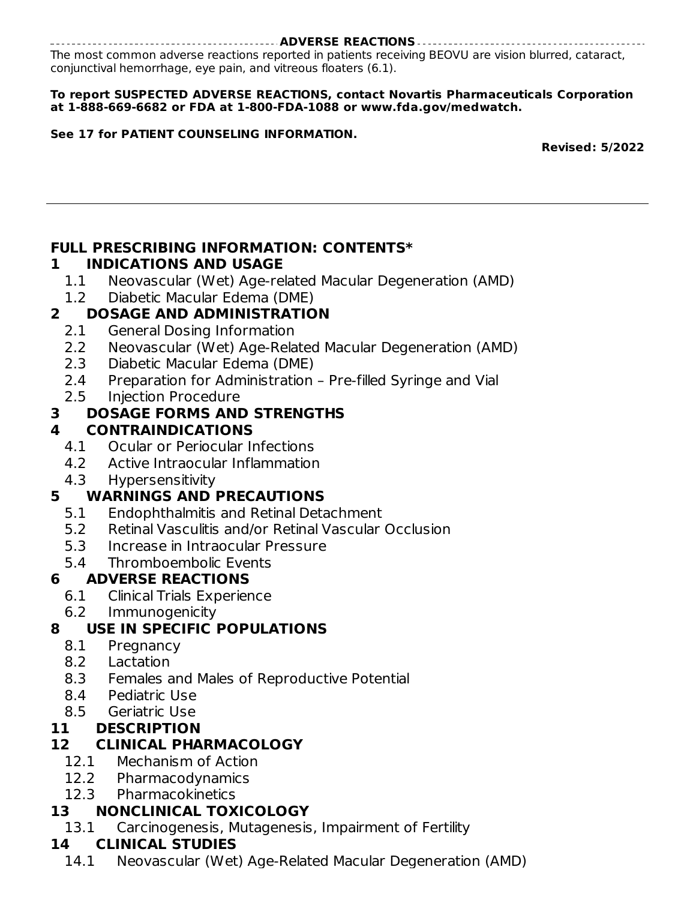**ADVERSE REACTIONS**

The most common adverse reactions reported in patients receiving BEOVU are vision blurred, cataract, conjunctival hemorrhage, eye pain, and vitreous floaters (6.1).

**To report SUSPECTED ADVERSE REACTIONS, contact Novartis Pharmaceuticals Corporation at 1-888-669-6682 or FDA at 1-800-FDA-1088 or www.fda.gov/medwatch.**

**See 17 for PATIENT COUNSELING INFORMATION.**

**Revised: 5/2022**

---

## FULL PRESCRIBING INFORMATION: CONTENTS*

**1 INDICATIONS AND USAGE**
- 1.1 Neovascular (Wet) Age-related Macular Degeneration (AMD)
- 1.2 Diabetic Macular Edema (DME)

**2 DOSAGE AND ADMINISTRATION**
- 2.1 General Dosing Information
- 2.2 Neovascular (Wet) Age-Related Macular Degeneration (AMD)
- 2.3 Diabetic Macular Edema (DME)
- 2.4 Preparation for Administration – Pre-filled Syringe and Vial
- 2.5 Injection Procedure

**3 DOSAGE FORMS AND STRENGTHS**

**4 CONTRAINDICATIONS**
- 4.1 Ocular or Periocular Infections
- 4.2 Active Intraocular Inflammation
- 4.3 Hypersensitivity

**5 WARNINGS AND PRECAUTIONS**
- 5.1 Endophthalmitis and Retinal Detachment
- 5.2 Retinal Vasculitis and/or Retinal Vascular Occlusion
- 5.3 Increase in Intraocular Pressure
- 5.4 Thromboembolic Events

**6 ADVERSE REACTIONS**
- 6.1 Clinical Trials Experience
- 6.2 Immunogenicity

**8 USE IN SPECIFIC POPULATIONS**
- 8.1 Pregnancy
- 8.2 Lactation
- 8.3 Females and Males of Reproductive Potential
- 8.4 Pediatric Use
- 8.5 Geriatric Use

**11 DESCRIPTION**

**12 CLINICAL PHARMACOLOGY**
- 12.1 Mechanism of Action
- 12.2 Pharmacodynamics
- 12.3 Pharmacokinetics

**13 NONCLINICAL TOXICOLOGY**
- 13.1 Carcinogenesis, Mutagenesis, Impairment of Fertility

**14 CLINICAL STUDIES**
- 14.1 Neovascular (Wet) Age-Related Macular Degeneration (AMD)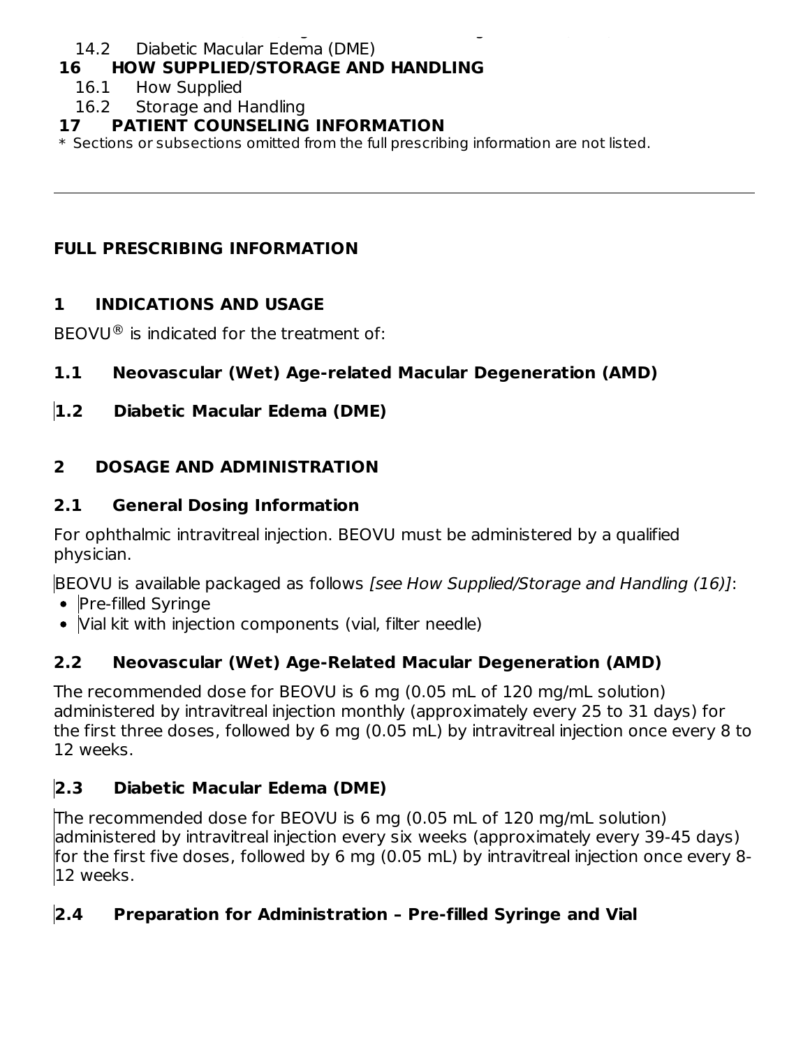14.2 Diabetic Macular Edema (DME)

**16 HOW SUPPLIED/STORAGE AND HANDLING**

16.1 How Supplied

16.2 Storage and Handling

**17 PATIENT COUNSELING INFORMATION**

* Sections or subsections omitted from the full prescribing information are not listed.

---

# FULL PRESCRIBING INFORMATION

## 1 INDICATIONS AND USAGE

BEOVU® is indicated for the treatment of:

### 1.1 Neovascular (Wet) Age-related Macular Degeneration (AMD)

### 1.2 Diabetic Macular Edema (DME)

## 2 DOSAGE AND ADMINISTRATION

### 2.1 General Dosing Information

For ophthalmic intravitreal injection. BEOVU must be administered by a qualified physician.

BEOVU is available packaged as follows *[see How Supplied/Storage and Handling (16)]*:

- Pre-filled Syringe
- Vial kit with injection components (vial, filter needle)

### 2.2 Neovascular (Wet) Age-Related Macular Degeneration (AMD)

The recommended dose for BEOVU is 6 mg (0.05 mL of 120 mg/mL solution) administered by intravitreal injection monthly (approximately every 25 to 31 days) for the first three doses, followed by 6 mg (0.05 mL) by intravitreal injection once every 8 to 12 weeks.

### 2.3 Diabetic Macular Edema (DME)

The recommended dose for BEOVU is 6 mg (0.05 mL of 120 mg/mL solution) administered by intravitreal injection every six weeks (approximately every 39-45 days) for the first five doses, followed by 6 mg (0.05 mL) by intravitreal injection once every 8-12 weeks.

### 2.4 Preparation for Administration – Pre-filled Syringe and Vial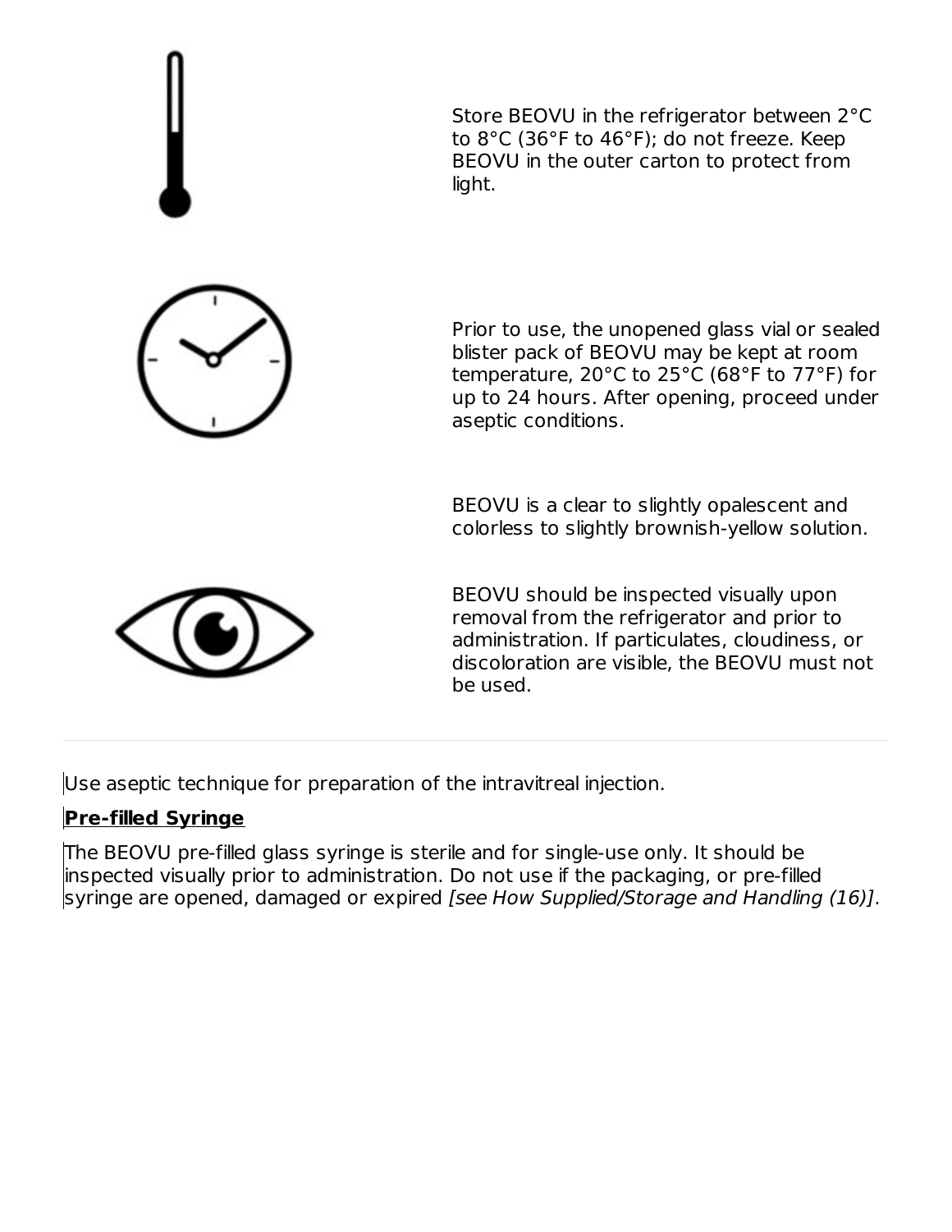Store BEOVU in the refrigerator between 2°C to 8°C (36°F to 46°F); do not freeze. Keep BEOVU in the outer carton to protect from light.

Prior to use, the unopened glass vial or sealed blister pack of BEOVU may be kept at room temperature, 20°C to 25°C (68°F to 77°F) for up to 24 hours. After opening, proceed under aseptic conditions.

BEOVU is a clear to slightly opalescent and colorless to slightly brownish-yellow solution.

BEOVU should be inspected visually upon removal from the refrigerator and prior to administration. If particulates, cloudiness, or discoloration are visible, the BEOVU must not be used.

---

Use aseptic technique for preparation of the intravitreal injection.

**Pre-filled Syringe**

The BEOVU pre-filled glass syringe is sterile and for single-use only. It should be inspected visually prior to administration. Do not use if the packaging, or pre-filled syringe are opened, damaged or expired *[see How Supplied/Storage and Handling (16)]*.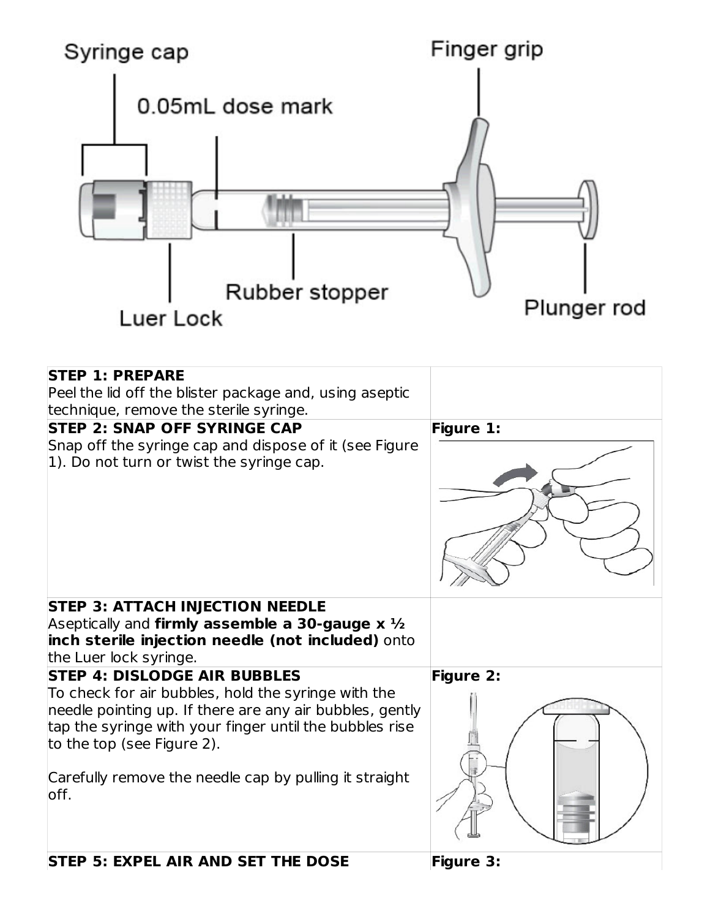Syringe cap

0.05mL dose mark

Finger grip

Luer Lock

Rubber stopper

Plunger rod

| **STEP 1: PREPARE**<br>Peel the lid off the blister package and, using aseptic technique, remove the sterile syringe. | |
|---|---|
| **STEP 2: SNAP OFF SYRINGE CAP**<br>Snap off the syringe cap and dispose of it (see Figure 1). Do not turn or twist the syringe cap. | **Figure 1:** |
| **STEP 3: ATTACH INJECTION NEEDLE**<br>Aseptically and **firmly assemble a 30-gauge x ½ inch sterile injection needle (not included)** onto the Luer lock syringe. | |
| **STEP 4: DISLODGE AIR BUBBLES**<br>To check for air bubbles, hold the syringe with the needle pointing up. If there are any air bubbles, gently tap the syringe with your finger until the bubbles rise to the top (see Figure 2).<br><br>Carefully remove the needle cap by pulling it straight off. | **Figure 2:** |
| **STEP 5: EXPEL AIR AND SET THE DOSE** | **Figure 3:** |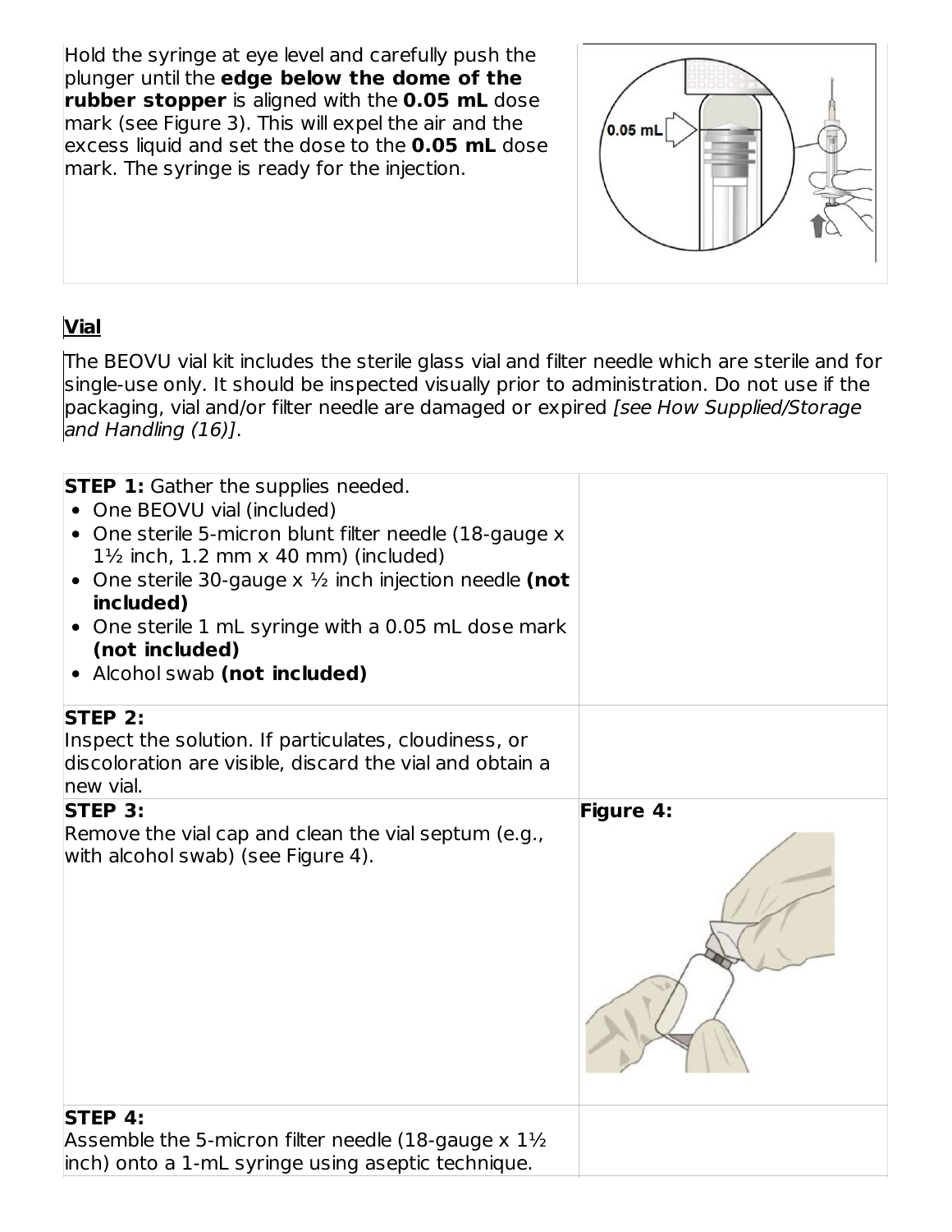| | |
|---|---|
| Hold the syringe at eye level and carefully push the plunger until the **edge below the dome of the rubber stopper** is aligned with the **0.05 mL** dose mark (see Figure 3). This will expel the air and the excess liquid and set the dose to the **0.05 mL** dose mark. The syringe is ready for the injection. | |

## Vial

The BEOVU vial kit includes the sterile glass vial and filter needle which are sterile and for single-use only. It should be inspected visually prior to administration. Do not use if the packaging, vial and/or filter needle are damaged or expired *[see How Supplied/Storage and Handling (16)]*.

| | |
|---|---|
| **STEP 1:** Gather the supplies needed.<br>• One BEOVU vial (included)<br>• One sterile 5-micron blunt filter needle (18-gauge x 1½ inch, 1.2 mm x 40 mm) (included)<br>• One sterile 30-gauge x ½ inch injection needle **(not included)**<br>• One sterile 1 mL syringe with a 0.05 mL dose mark **(not included)**<br>• Alcohol swab **(not included)** | |
| **STEP 2:**<br>Inspect the solution. If particulates, cloudiness, or discoloration are visible, discard the vial and obtain a new vial. | |
| **STEP 3:**<br>Remove the vial cap and clean the vial septum (e.g., with alcohol swab) (see Figure 4). | **Figure 4:** |
| **STEP 4:**<br>Assemble the 5-micron filter needle (18-gauge x 1½ inch) onto a 1-mL syringe using aseptic technique. | |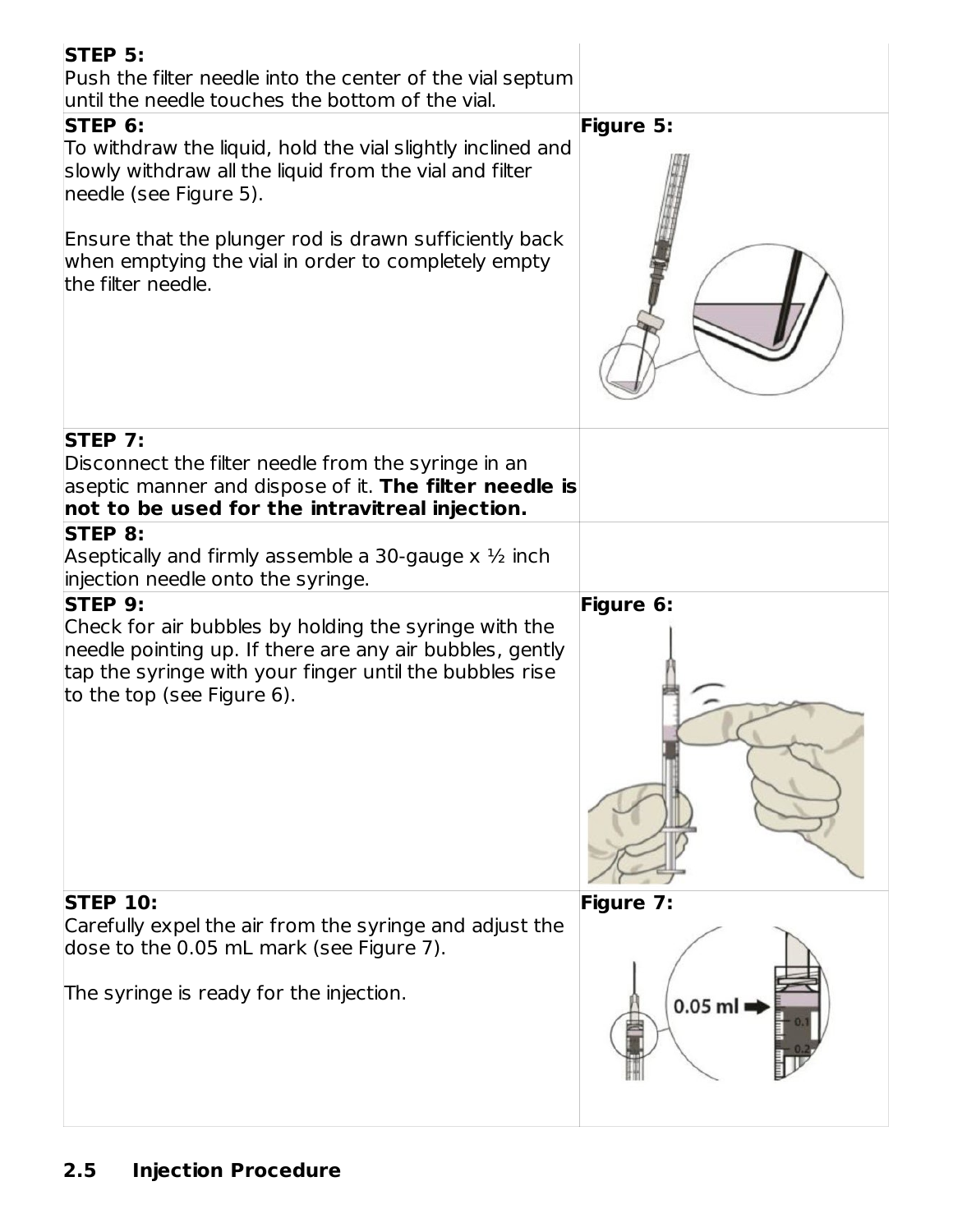| | |
|---|---|
| **STEP 5:**<br>Push the filter needle into the center of the vial septum until the needle touches the bottom of the vial. | |
| **STEP 6:**<br>To withdraw the liquid, hold the vial slightly inclined and slowly withdraw all the liquid from the vial and filter needle (see Figure 5).<br><br>Ensure that the plunger rod is drawn sufficiently back when emptying the vial in order to completely empty the filter needle. | **Figure 5:** |
| **STEP 7:**<br>Disconnect the filter needle from the syringe in an aseptic manner and dispose of it. **The filter needle is not to be used for the intravitreal injection.** | |
| **STEP 8:**<br>Aseptically and firmly assemble a 30-gauge x ½ inch injection needle onto the syringe. | |
| **STEP 9:**<br>Check for air bubbles by holding the syringe with the needle pointing up. If there are any air bubbles, gently tap the syringe with your finger until the bubbles rise to the top (see Figure 6). | **Figure 6:** |
| **STEP 10:**<br>Carefully expel the air from the syringe and adjust the dose to the 0.05 mL mark (see Figure 7).<br><br>The syringe is ready for the injection. | **Figure 7:** |

## 2.5 Injection Procedure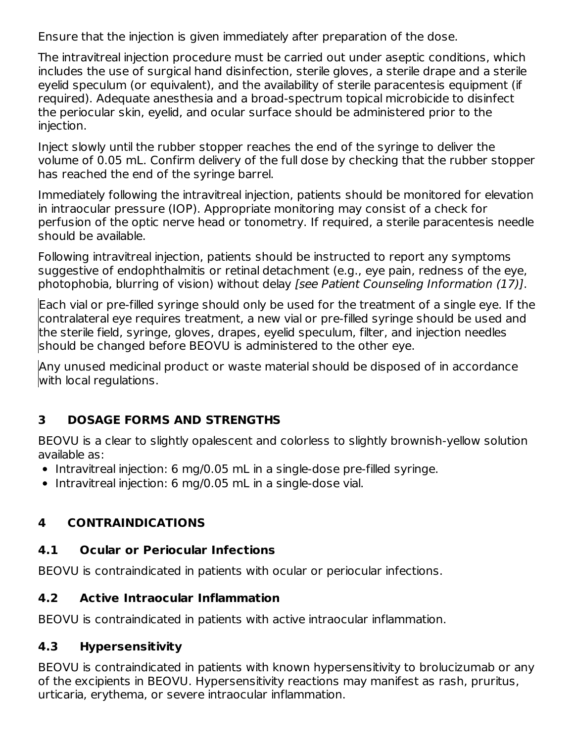Ensure that the injection is given immediately after preparation of the dose.

The intravitreal injection procedure must be carried out under aseptic conditions, which includes the use of surgical hand disinfection, sterile gloves, a sterile drape and a sterile eyelid speculum (or equivalent), and the availability of sterile paracentesis equipment (if required). Adequate anesthesia and a broad-spectrum topical microbicide to disinfect the periocular skin, eyelid, and ocular surface should be administered prior to the injection.

Inject slowly until the rubber stopper reaches the end of the syringe to deliver the volume of 0.05 mL. Confirm delivery of the full dose by checking that the rubber stopper has reached the end of the syringe barrel.

Immediately following the intravitreal injection, patients should be monitored for elevation in intraocular pressure (IOP). Appropriate monitoring may consist of a check for perfusion of the optic nerve head or tonometry. If required, a sterile paracentesis needle should be available.

Following intravitreal injection, patients should be instructed to report any symptoms suggestive of endophthalmitis or retinal detachment (e.g., eye pain, redness of the eye, photophobia, blurring of vision) without delay *[see Patient Counseling Information (17)]*.

Each vial or pre-filled syringe should only be used for the treatment of a single eye. If the contralateral eye requires treatment, a new vial or pre-filled syringe should be used and the sterile field, syringe, gloves, drapes, eyelid speculum, filter, and injection needles should be changed before BEOVU is administered to the other eye.

Any unused medicinal product or waste material should be disposed of in accordance with local regulations.

## 3 DOSAGE FORMS AND STRENGTHS

BEOVU is a clear to slightly opalescent and colorless to slightly brownish-yellow solution available as:

- Intravitreal injection: 6 mg/0.05 mL in a single-dose pre-filled syringe.
- Intravitreal injection: 6 mg/0.05 mL in a single-dose vial.

## 4 CONTRAINDICATIONS

### 4.1 Ocular or Periocular Infections

BEOVU is contraindicated in patients with ocular or periocular infections.

### 4.2 Active Intraocular Inflammation

BEOVU is contraindicated in patients with active intraocular inflammation.

### 4.3 Hypersensitivity

BEOVU is contraindicated in patients with known hypersensitivity to brolucizumab or any of the excipients in BEOVU. Hypersensitivity reactions may manifest as rash, pruritus, urticaria, erythema, or severe intraocular inflammation.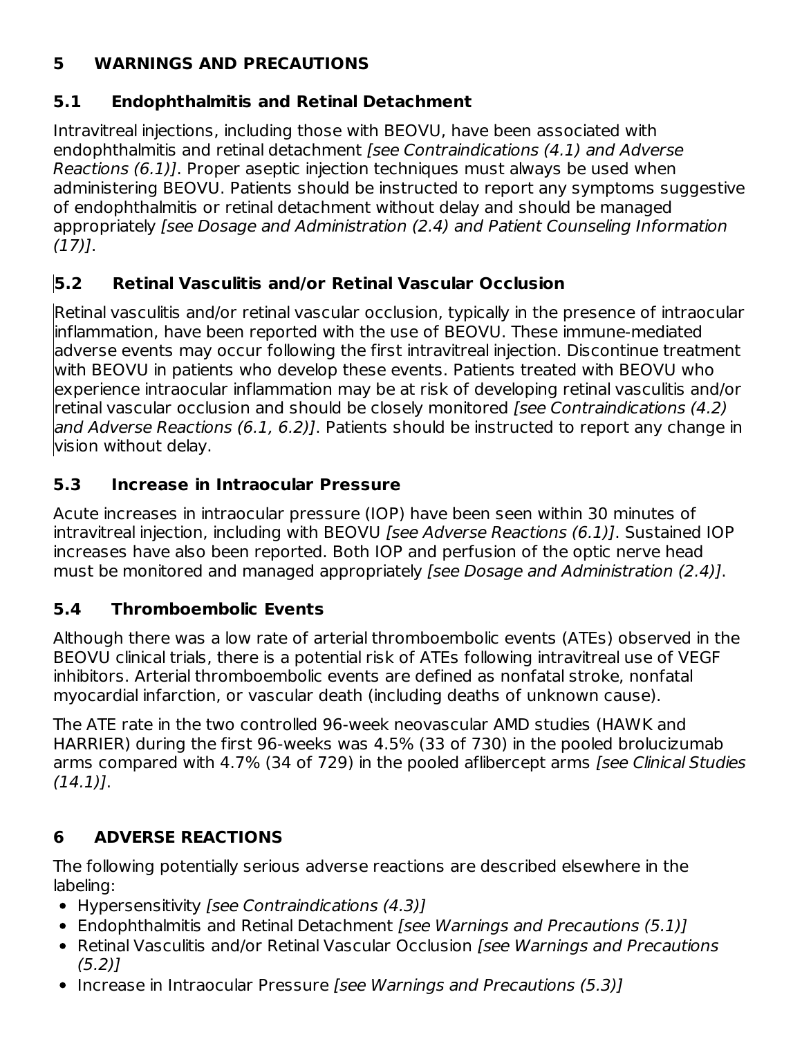## 5 WARNINGS AND PRECAUTIONS

### 5.1 Endophthalmitis and Retinal Detachment

Intravitreal injections, including those with BEOVU, have been associated with endophthalmitis and retinal detachment *[see Contraindications (4.1) and Adverse Reactions (6.1)]*. Proper aseptic injection techniques must always be used when administering BEOVU. Patients should be instructed to report any symptoms suggestive of endophthalmitis or retinal detachment without delay and should be managed appropriately *[see Dosage and Administration (2.4) and Patient Counseling Information (17)]*.

### 5.2 Retinal Vasculitis and/or Retinal Vascular Occlusion

Retinal vasculitis and/or retinal vascular occlusion, typically in the presence of intraocular inflammation, have been reported with the use of BEOVU. These immune-mediated adverse events may occur following the first intravitreal injection. Discontinue treatment with BEOVU in patients who develop these events. Patients treated with BEOVU who experience intraocular inflammation may be at risk of developing retinal vasculitis and/or retinal vascular occlusion and should be closely monitored *[see Contraindications (4.2) and Adverse Reactions (6.1, 6.2)]*. Patients should be instructed to report any change in vision without delay.

### 5.3 Increase in Intraocular Pressure

Acute increases in intraocular pressure (IOP) have been seen within 30 minutes of intravitreal injection, including with BEOVU *[see Adverse Reactions (6.1)]*. Sustained IOP increases have also been reported. Both IOP and perfusion of the optic nerve head must be monitored and managed appropriately *[see Dosage and Administration (2.4)]*.

### 5.4 Thromboembolic Events

Although there was a low rate of arterial thromboembolic events (ATEs) observed in the BEOVU clinical trials, there is a potential risk of ATEs following intravitreal use of VEGF inhibitors. Arterial thromboembolic events are defined as nonfatal stroke, nonfatal myocardial infarction, or vascular death (including deaths of unknown cause).

The ATE rate in the two controlled 96-week neovascular AMD studies (HAWK and HARRIER) during the first 96-weeks was 4.5% (33 of 730) in the pooled brolucizumab arms compared with 4.7% (34 of 729) in the pooled aflibercept arms *[see Clinical Studies (14.1)]*.

## 6 ADVERSE REACTIONS

The following potentially serious adverse reactions are described elsewhere in the labeling:

- Hypersensitivity *[see Contraindications (4.3)]*
- Endophthalmitis and Retinal Detachment *[see Warnings and Precautions (5.1)]*
- Retinal Vasculitis and/or Retinal Vascular Occlusion *[see Warnings and Precautions (5.2)]*
- Increase in Intraocular Pressure *[see Warnings and Precautions (5.3)]*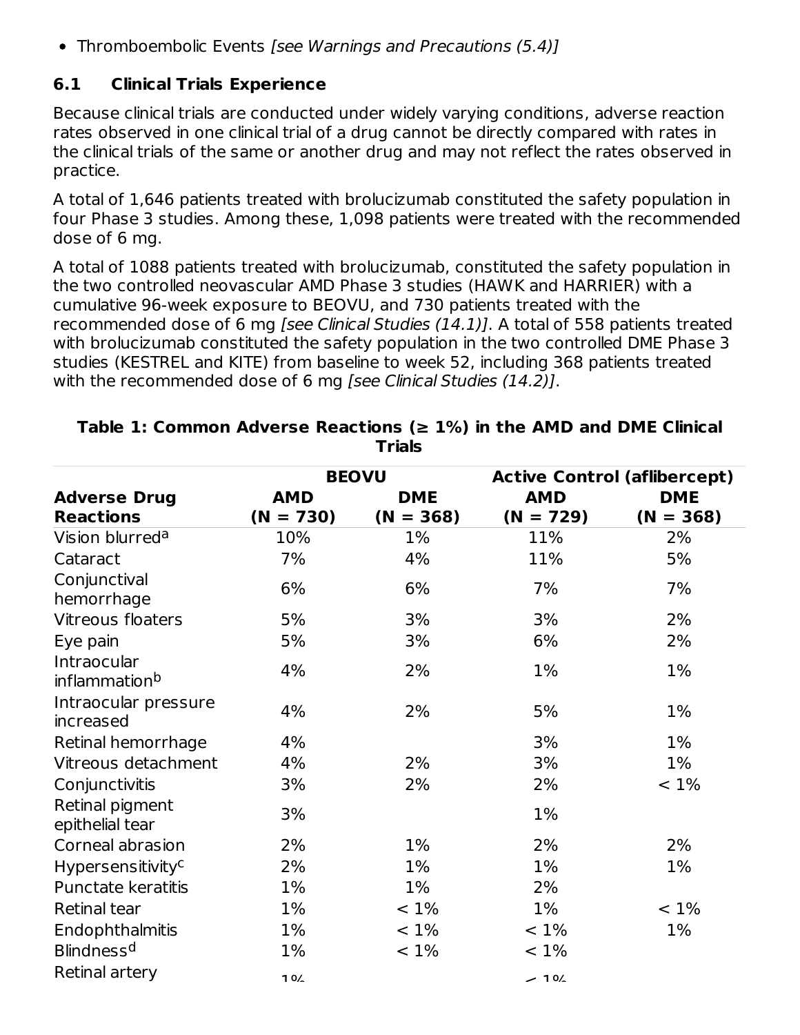- Thromboembolic Events *[see Warnings and Precautions (5.4)]*

### 6.1 Clinical Trials Experience

Because clinical trials are conducted under widely varying conditions, adverse reaction rates observed in one clinical trial of a drug cannot be directly compared with rates in the clinical trials of the same or another drug and may not reflect the rates observed in practice.

A total of 1,646 patients treated with brolucizumab constituted the safety population in four Phase 3 studies. Among these, 1,098 patients were treated with the recommended dose of 6 mg.

A total of 1088 patients treated with brolucizumab, constituted the safety population in the two controlled neovascular AMD Phase 3 studies (HAWK and HARRIER) with a cumulative 96-week exposure to BEOVU, and 730 patients treated with the recommended dose of 6 mg *[see Clinical Studies (14.1)]*. A total of 558 patients treated with brolucizumab constituted the safety population in the two controlled DME Phase 3 studies (KESTREL and KITE) from baseline to week 52, including 368 patients treated with the recommended dose of 6 mg *[see Clinical Studies (14.2)]*.

**Table 1: Common Adverse Reactions (≥ 1%) in the AMD and DME Clinical Trials**

| | BEOVU | | Active Control (aflibercept) | |
|---|---|---|---|---|
| **Adverse Drug Reactions** | **AMD (N = 730)** | **DME (N = 368)** | **AMD (N = 729)** | **DME (N = 368)** |
| Vision blurred[a] | 10% | 1% | 11% | 2% |
| Cataract | 7% | 4% | 11% | 5% |
| Conjunctival hemorrhage | 6% | 6% | 7% | 7% |
| Vitreous floaters | 5% | 3% | 3% | 2% |
| Eye pain | 5% | 3% | 6% | 2% |
| Intraocular inflammation[b] | 4% | 2% | 1% | 1% |
| Intraocular pressure increased | 4% | 2% | 5% | 1% |
| Retinal hemorrhage | 4% | | 3% | 1% |
| Vitreous detachment | 4% | 2% | 3% | 1% |
| Conjunctivitis | 3% | 2% | 2% | < 1% |
| Retinal pigment epithelial tear | 3% | | 1% | |
| Corneal abrasion | 2% | 1% | 2% | 2% |
| Hypersensitivity[c] | 2% | 1% | 1% | 1% |
| Punctate keratitis | 1% | 1% | 2% | |
| Retinal tear | 1% | < 1% | 1% | < 1% |
| Endophthalmitis | 1% | < 1% | < 1% | 1% |
| Blindness[d] | 1% | < 1% | < 1% | |
| Retinal artery | 1% | | < 1% | |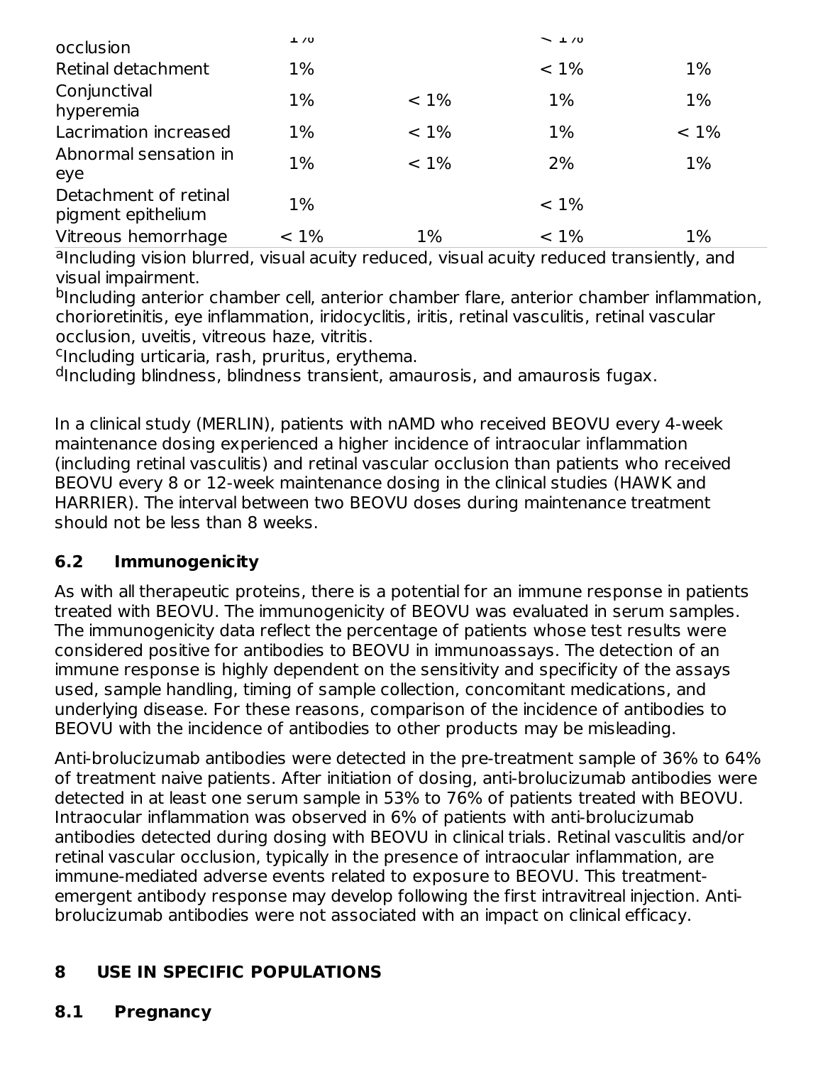| | | | | |
|---|---|---|---|---|
| occlusion | 1% | | < 1% | |
| Retinal detachment | 1% | | < 1% | 1% |
| Conjunctival hyperemia | 1% | < 1% | 1% | 1% |
| Lacrimation increased | 1% | < 1% | 1% | < 1% |
| Abnormal sensation in eye | 1% | < 1% | 2% | 1% |
| Detachment of retinal pigment epithelium | 1% | | < 1% | |
| Vitreous hemorrhage | < 1% | 1% | < 1% | 1% |

[a]Including vision blurred, visual acuity reduced, visual acuity reduced transiently, and visual impairment.
[b]Including anterior chamber cell, anterior chamber flare, anterior chamber inflammation, chorioretinitis, eye inflammation, iridocyclitis, iritis, retinal vasculitis, retinal vascular occlusion, uveitis, vitreous haze, vitritis.
[c]Including urticaria, rash, pruritus, erythema.
[d]Including blindness, blindness transient, amaurosis, and amaurosis fugax.

In a clinical study (MERLIN), patients with nAMD who received BEOVU every 4-week maintenance dosing experienced a higher incidence of intraocular inflammation (including retinal vasculitis) and retinal vascular occlusion than patients who received BEOVU every 8 or 12-week maintenance dosing in the clinical studies (HAWK and HARRIER). The interval between two BEOVU doses during maintenance treatment should not be less than 8 weeks.

## 6.2 Immunogenicity

As with all therapeutic proteins, there is a potential for an immune response in patients treated with BEOVU. The immunogenicity of BEOVU was evaluated in serum samples. The immunogenicity data reflect the percentage of patients whose test results were considered positive for antibodies to BEOVU in immunoassays. The detection of an immune response is highly dependent on the sensitivity and specificity of the assays used, sample handling, timing of sample collection, concomitant medications, and underlying disease. For these reasons, comparison of the incidence of antibodies to BEOVU with the incidence of antibodies to other products may be misleading.

Anti-brolucizumab antibodies were detected in the pre-treatment sample of 36% to 64% of treatment naive patients. After initiation of dosing, anti-brolucizumab antibodies were detected in at least one serum sample in 53% to 76% of patients treated with BEOVU. Intraocular inflammation was observed in 6% of patients with anti-brolucizumab antibodies detected during dosing with BEOVU in clinical trials. Retinal vasculitis and/or retinal vascular occlusion, typically in the presence of intraocular inflammation, are immune-mediated adverse events related to exposure to BEOVU. This treatment-emergent antibody response may develop following the first intravitreal injection. Anti-brolucizumab antibodies were not associated with an impact on clinical efficacy.

# 8 USE IN SPECIFIC POPULATIONS

## 8.1 Pregnancy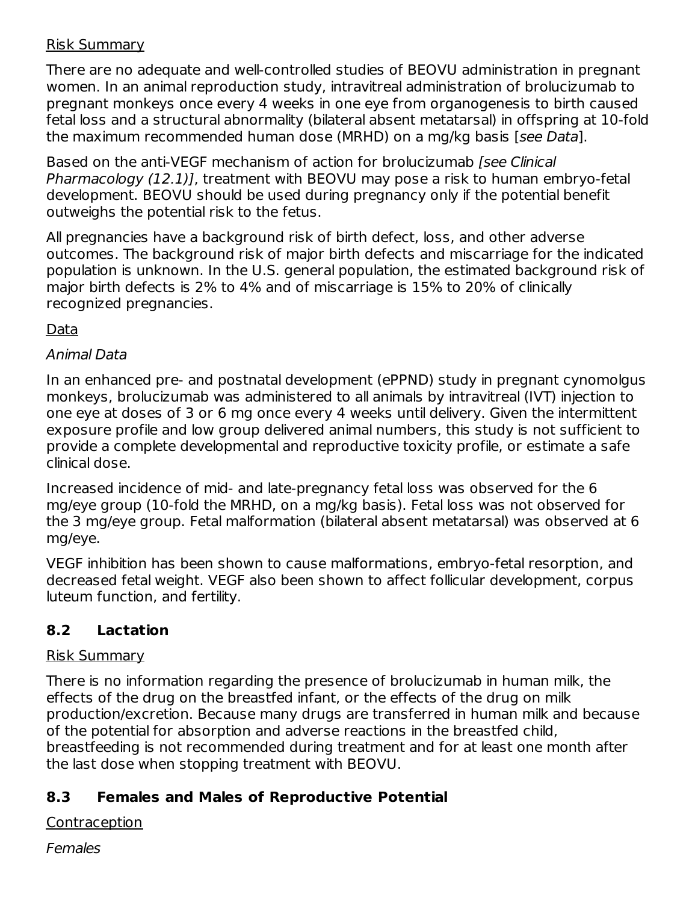Risk Summary

There are no adequate and well-controlled studies of BEOVU administration in pregnant women. In an animal reproduction study, intravitreal administration of brolucizumab to pregnant monkeys once every 4 weeks in one eye from organogenesis to birth caused fetal loss and a structural abnormality (bilateral absent metatarsal) in offspring at 10-fold the maximum recommended human dose (MRHD) on a mg/kg basis [*see Data*].

Based on the anti-VEGF mechanism of action for brolucizumab *[see Clinical Pharmacology (12.1)]*, treatment with BEOVU may pose a risk to human embryo-fetal development. BEOVU should be used during pregnancy only if the potential benefit outweighs the potential risk to the fetus.

All pregnancies have a background risk of birth defect, loss, and other adverse outcomes. The background risk of major birth defects and miscarriage for the indicated population is unknown. In the U.S. general population, the estimated background risk of major birth defects is 2% to 4% and of miscarriage is 15% to 20% of clinically recognized pregnancies.

Data

*Animal Data*

In an enhanced pre- and postnatal development (ePPND) study in pregnant cynomolgus monkeys, brolucizumab was administered to all animals by intravitreal (IVT) injection to one eye at doses of 3 or 6 mg once every 4 weeks until delivery. Given the intermittent exposure profile and low group delivered animal numbers, this study is not sufficient to provide a complete developmental and reproductive toxicity profile, or estimate a safe clinical dose.

Increased incidence of mid- and late-pregnancy fetal loss was observed for the 6 mg/eye group (10-fold the MRHD, on a mg/kg basis). Fetal loss was not observed for the 3 mg/eye group. Fetal malformation (bilateral absent metatarsal) was observed at 6 mg/eye.

VEGF inhibition has been shown to cause malformations, embryo-fetal resorption, and decreased fetal weight. VEGF also been shown to affect follicular development, corpus luteum function, and fertility.

## 8.2 Lactation

Risk Summary

There is no information regarding the presence of brolucizumab in human milk, the effects of the drug on the breastfed infant, or the effects of the drug on milk production/excretion. Because many drugs are transferred in human milk and because of the potential for absorption and adverse reactions in the breastfed child, breastfeeding is not recommended during treatment and for at least one month after the last dose when stopping treatment with BEOVU.

## 8.3 Females and Males of Reproductive Potential

Contraception

*Females*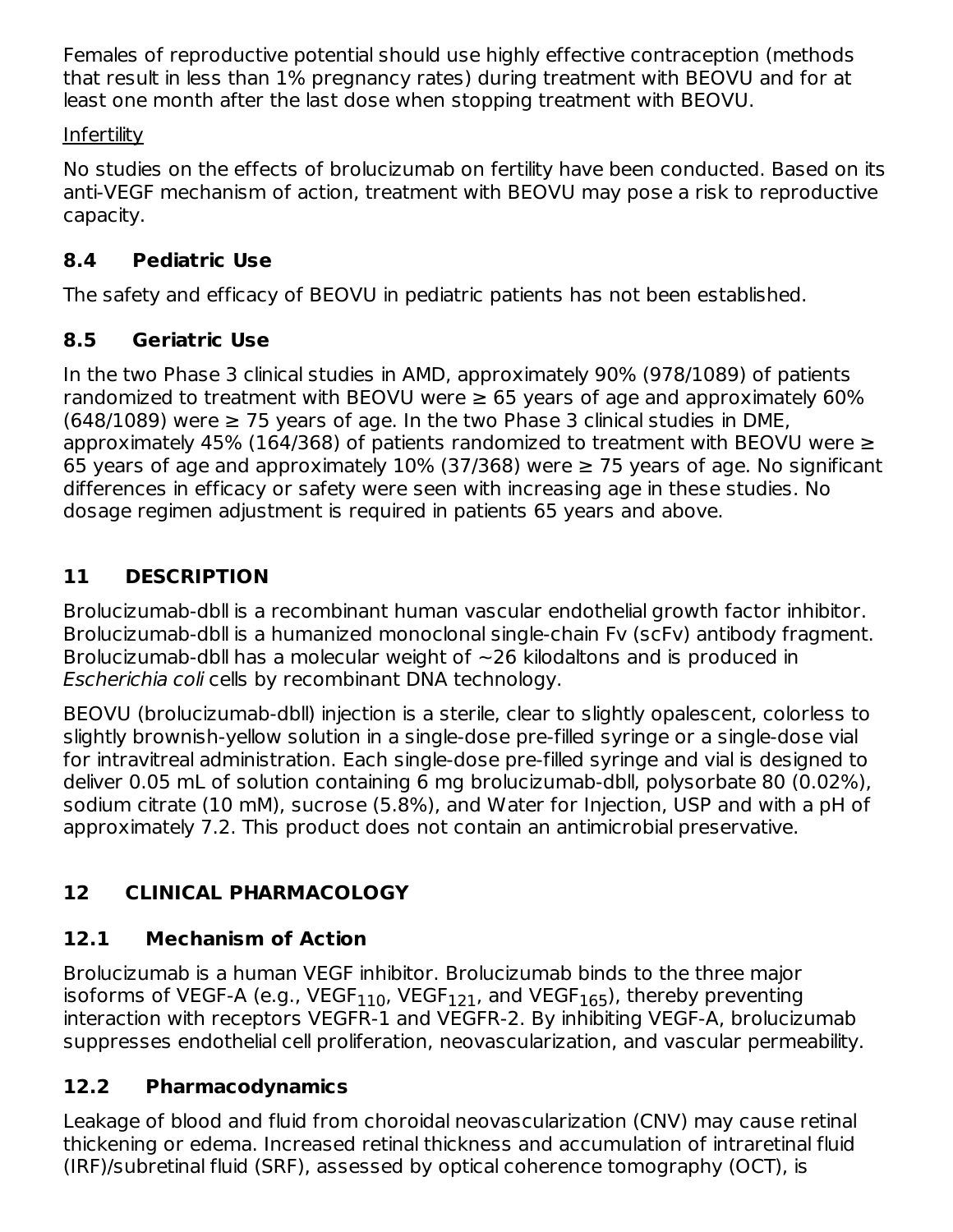Females of reproductive potential should use highly effective contraception (methods that result in less than 1% pregnancy rates) during treatment with BEOVU and for at least one month after the last dose when stopping treatment with BEOVU.

Infertility

No studies on the effects of brolucizumab on fertility have been conducted. Based on its anti-VEGF mechanism of action, treatment with BEOVU may pose a risk to reproductive capacity.

### 8.4 Pediatric Use

The safety and efficacy of BEOVU in pediatric patients has not been established.

### 8.5 Geriatric Use

In the two Phase 3 clinical studies in AMD, approximately 90% (978/1089) of patients randomized to treatment with BEOVU were ≥ 65 years of age and approximately 60% (648/1089) were ≥ 75 years of age. In the two Phase 3 clinical studies in DME, approximately 45% (164/368) of patients randomized to treatment with BEOVU were ≥ 65 years of age and approximately 10% (37/368) were ≥ 75 years of age. No significant differences in efficacy or safety were seen with increasing age in these studies. No dosage regimen adjustment is required in patients 65 years and above.

## 11 DESCRIPTION

Brolucizumab-dbll is a recombinant human vascular endothelial growth factor inhibitor. Brolucizumab-dbll is a humanized monoclonal single-chain Fv (scFv) antibody fragment. Brolucizumab-dbll has a molecular weight of ~26 kilodaltons and is produced in *Escherichia coli* cells by recombinant DNA technology.

BEOVU (brolucizumab-dbll) injection is a sterile, clear to slightly opalescent, colorless to slightly brownish-yellow solution in a single-dose pre-filled syringe or a single-dose vial for intravitreal administration. Each single-dose pre-filled syringe and vial is designed to deliver 0.05 mL of solution containing 6 mg brolucizumab-dbll, polysorbate 80 (0.02%), sodium citrate (10 mM), sucrose (5.8%), and Water for Injection, USP and with a pH of approximately 7.2. This product does not contain an antimicrobial preservative.

## 12 CLINICAL PHARMACOLOGY

### 12.1 Mechanism of Action

Brolucizumab is a human VEGF inhibitor. Brolucizumab binds to the three major isoforms of VEGF-A (e.g., $VEGF_{110}$, $VEGF_{121}$, and $VEGF_{165}$), thereby preventing interaction with receptors VEGFR-1 and VEGFR-2. By inhibiting VEGF-A, brolucizumab suppresses endothelial cell proliferation, neovascularization, and vascular permeability.

### 12.2 Pharmacodynamics

Leakage of blood and fluid from choroidal neovascularization (CNV) may cause retinal thickening or edema. Increased retinal thickness and accumulation of intraretinal fluid (IRF)/subretinal fluid (SRF), assessed by optical coherence tomography (OCT), is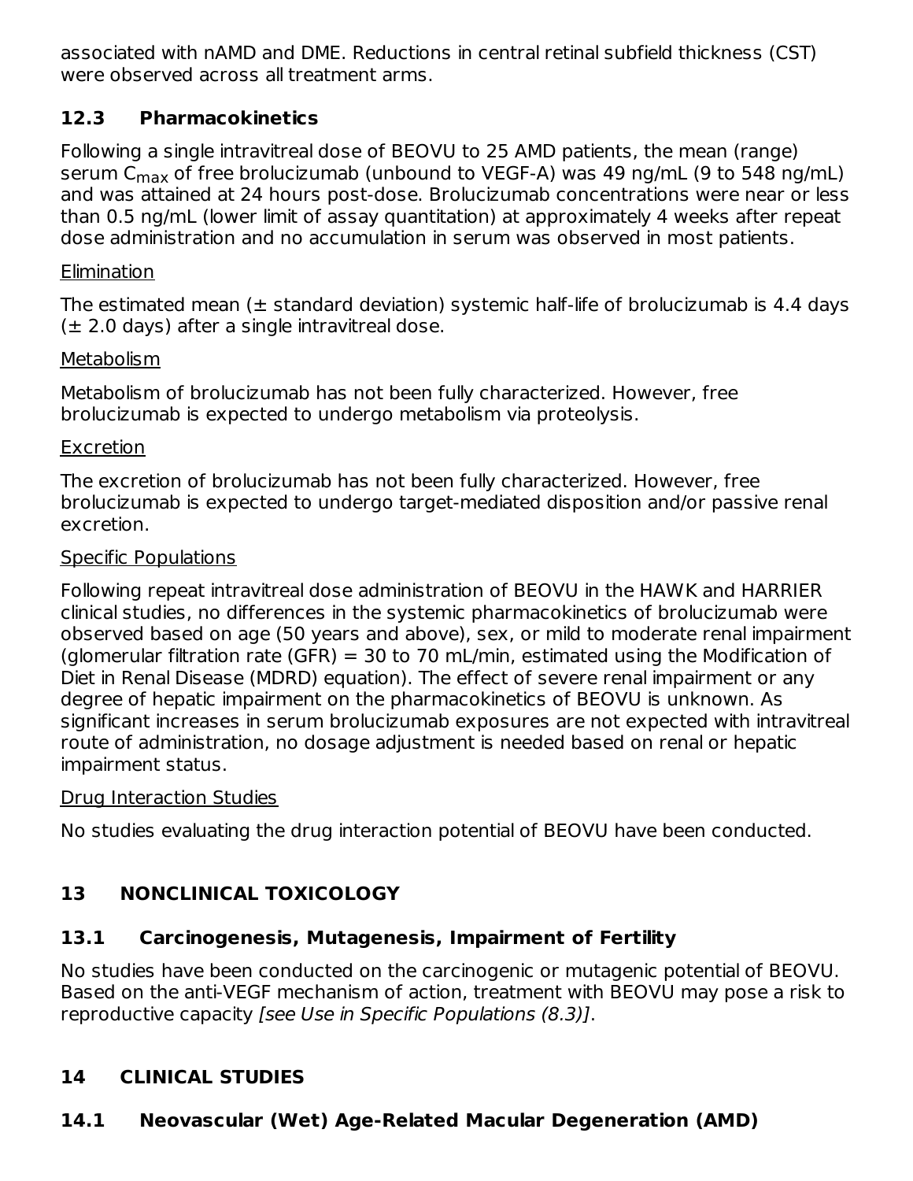associated with nAMD and DME. Reductions in central retinal subfield thickness (CST) were observed across all treatment arms.

### 12.3 Pharmacokinetics

Following a single intravitreal dose of BEOVU to 25 AMD patients, the mean (range) serum $C_{max}$ of free brolucizumab (unbound to VEGF-A) was 49 ng/mL (9 to 548 ng/mL) and was attained at 24 hours post-dose. Brolucizumab concentrations were near or less than 0.5 ng/mL (lower limit of assay quantitation) at approximately 4 weeks after repeat dose administration and no accumulation in serum was observed in most patients.

Elimination

The estimated mean (± standard deviation) systemic half-life of brolucizumab is 4.4 days (± 2.0 days) after a single intravitreal dose.

Metabolism

Metabolism of brolucizumab has not been fully characterized. However, free brolucizumab is expected to undergo metabolism via proteolysis.

Excretion

The excretion of brolucizumab has not been fully characterized. However, free brolucizumab is expected to undergo target-mediated disposition and/or passive renal excretion.

Specific Populations

Following repeat intravitreal dose administration of BEOVU in the HAWK and HARRIER clinical studies, no differences in the systemic pharmacokinetics of brolucizumab were observed based on age (50 years and above), sex, or mild to moderate renal impairment (glomerular filtration rate (GFR) = 30 to 70 mL/min, estimated using the Modification of Diet in Renal Disease (MDRD) equation). The effect of severe renal impairment or any degree of hepatic impairment on the pharmacokinetics of BEOVU is unknown. As significant increases in serum brolucizumab exposures are not expected with intravitreal route of administration, no dosage adjustment is needed based on renal or hepatic impairment status.

Drug Interaction Studies

No studies evaluating the drug interaction potential of BEOVU have been conducted.

## 13 NONCLINICAL TOXICOLOGY

### 13.1 Carcinogenesis, Mutagenesis, Impairment of Fertility

No studies have been conducted on the carcinogenic or mutagenic potential of BEOVU. Based on the anti-VEGF mechanism of action, treatment with BEOVU may pose a risk to reproductive capacity *[see Use in Specific Populations (8.3)]*.

## 14 CLINICAL STUDIES

### 14.1 Neovascular (Wet) Age-Related Macular Degeneration (AMD)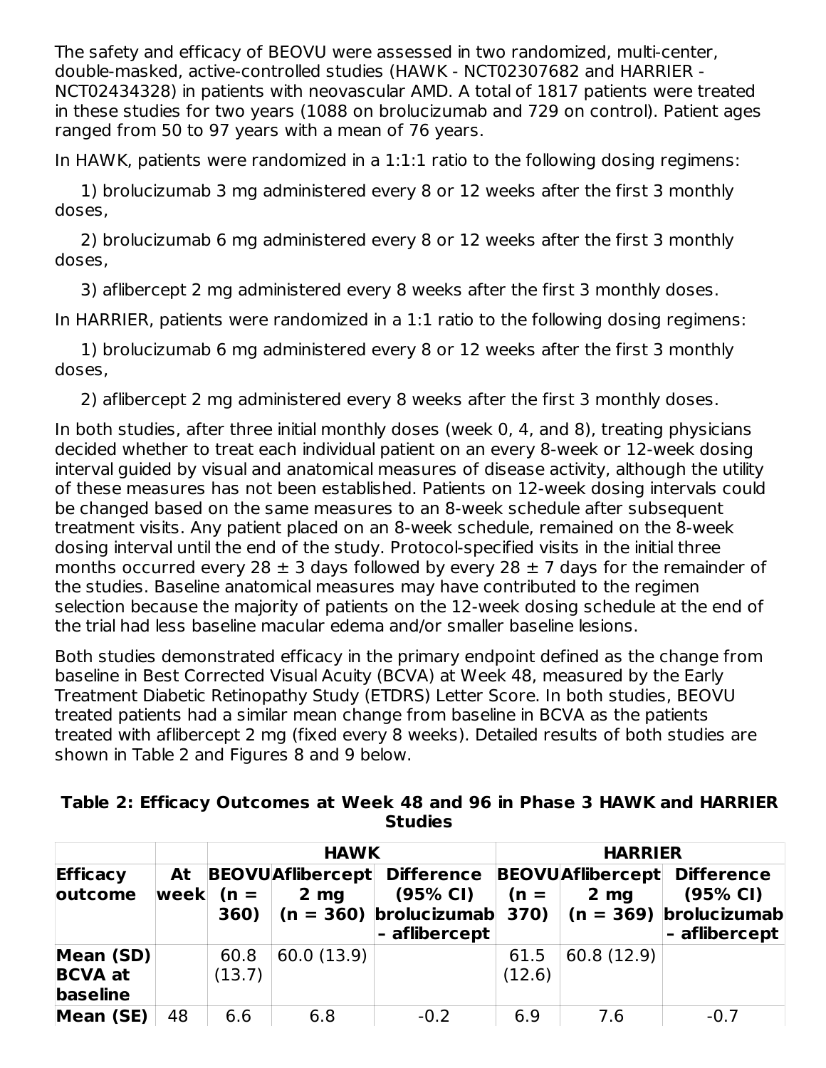The safety and efficacy of BEOVU were assessed in two randomized, multi-center, double-masked, active-controlled studies (HAWK - NCT02307682 and HARRIER - NCT02434328) in patients with neovascular AMD. A total of 1817 patients were treated in these studies for two years (1088 on brolucizumab and 729 on control). Patient ages ranged from 50 to 97 years with a mean of 76 years.

In HAWK, patients were randomized in a 1:1:1 ratio to the following dosing regimens:

1) brolucizumab 3 mg administered every 8 or 12 weeks after the first 3 monthly doses,

2) brolucizumab 6 mg administered every 8 or 12 weeks after the first 3 monthly doses,

3) aflibercept 2 mg administered every 8 weeks after the first 3 monthly doses.

In HARRIER, patients were randomized in a 1:1 ratio to the following dosing regimens:

1) brolucizumab 6 mg administered every 8 or 12 weeks after the first 3 monthly doses,

2) aflibercept 2 mg administered every 8 weeks after the first 3 monthly doses.

In both studies, after three initial monthly doses (week 0, 4, and 8), treating physicians decided whether to treat each individual patient on an every 8-week or 12-week dosing interval guided by visual and anatomical measures of disease activity, although the utility of these measures has not been established. Patients on 12-week dosing intervals could be changed based on the same measures to an 8-week schedule after subsequent treatment visits. Any patient placed on an 8-week schedule, remained on the 8-week dosing interval until the end of the study. Protocol-specified visits in the initial three months occurred every 28 ± 3 days followed by every 28 ± 7 days for the remainder of the studies. Baseline anatomical measures may have contributed to the regimen selection because the majority of patients on the 12-week dosing schedule at the end of the trial had less baseline macular edema and/or smaller baseline lesions.

Both studies demonstrated efficacy in the primary endpoint defined as the change from baseline in Best Corrected Visual Acuity (BCVA) at Week 48, measured by the Early Treatment Diabetic Retinopathy Study (ETDRS) Letter Score. In both studies, BEOVU treated patients had a similar mean change from baseline in BCVA as the patients treated with aflibercept 2 mg (fixed every 8 weeks). Detailed results of both studies are shown in Table 2 and Figures 8 and 9 below.

**Table 2: Efficacy Outcomes at Week 48 and 96 in Phase 3 HAWK and HARRIER Studies**

| | | HAWK | | | HARRIER | | |
|---|---|---|---|---|---|---|---|
| **Efficacy outcome** | **At week** | **BEOVU (n = 360)** | **Aflibercept 2 mg (n = 360)** | **Difference (95% CI) brolucizumab – aflibercept** | **BEOVU (n = 370)** | **Aflibercept 2 mg (n = 369)** | **Difference (95% CI) brolucizumab – aflibercept** |
| **Mean (SD) BCVA at baseline** | | 60.8 (13.7) | 60.0 (13.9) | | 61.5 (12.6) | 60.8 (12.9) | |
| **Mean (SE)** | 48 | 6.6 | 6.8 | -0.2 | 6.9 | 7.6 | -0.7 |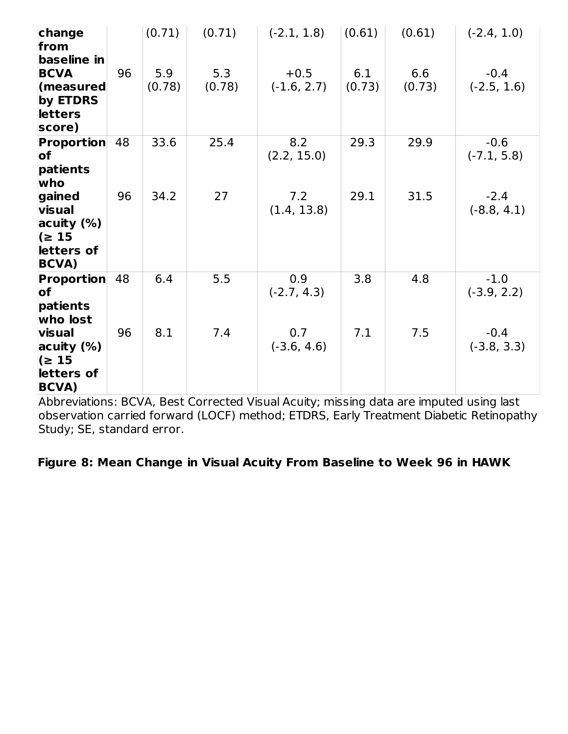| | | | | | | | |
|---|---|---|---|---|---|---|---|
| **change from baseline in BCVA (measured by ETDRS letters score)** | | (0.71) | (0.71) | (-2.1, 1.8) | (0.61) | (0.61) | (-2.4, 1.0) |
| | 96 | 5.9 (0.78) | 5.3 (0.78) | +0.5 (-1.6, 2.7) | 6.1 (0.73) | 6.6 (0.73) | -0.4 (-2.5, 1.6) |
| **Proportion of patients who gained visual acuity (%) (≥ 15 letters of BCVA)** | 48 | 33.6 | 25.4 | 8.2 (2.2, 15.0) | 29.3 | 29.9 | -0.6 (-7.1, 5.8) |
| | 96 | 34.2 | 27 | 7.2 (1.4, 13.8) | 29.1 | 31.5 | -2.4 (-8.8, 4.1) |
| **Proportion of patients who lost visual acuity (%) (≥ 15 letters of BCVA)** | 48 | 6.4 | 5.5 | 0.9 (-2.7, 4.3) | 3.8 | 4.8 | -1.0 (-3.9, 2.2) |
| | 96 | 8.1 | 7.4 | 0.7 (-3.6, 4.6) | 7.1 | 7.5 | -0.4 (-3.8, 3.3) |

Abbreviations: BCVA, Best Corrected Visual Acuity; missing data are imputed using last observation carried forward (LOCF) method; ETDRS, Early Treatment Diabetic Retinopathy Study; SE, standard error.

**Figure 8: Mean Change in Visual Acuity From Baseline to Week 96 in HAWK**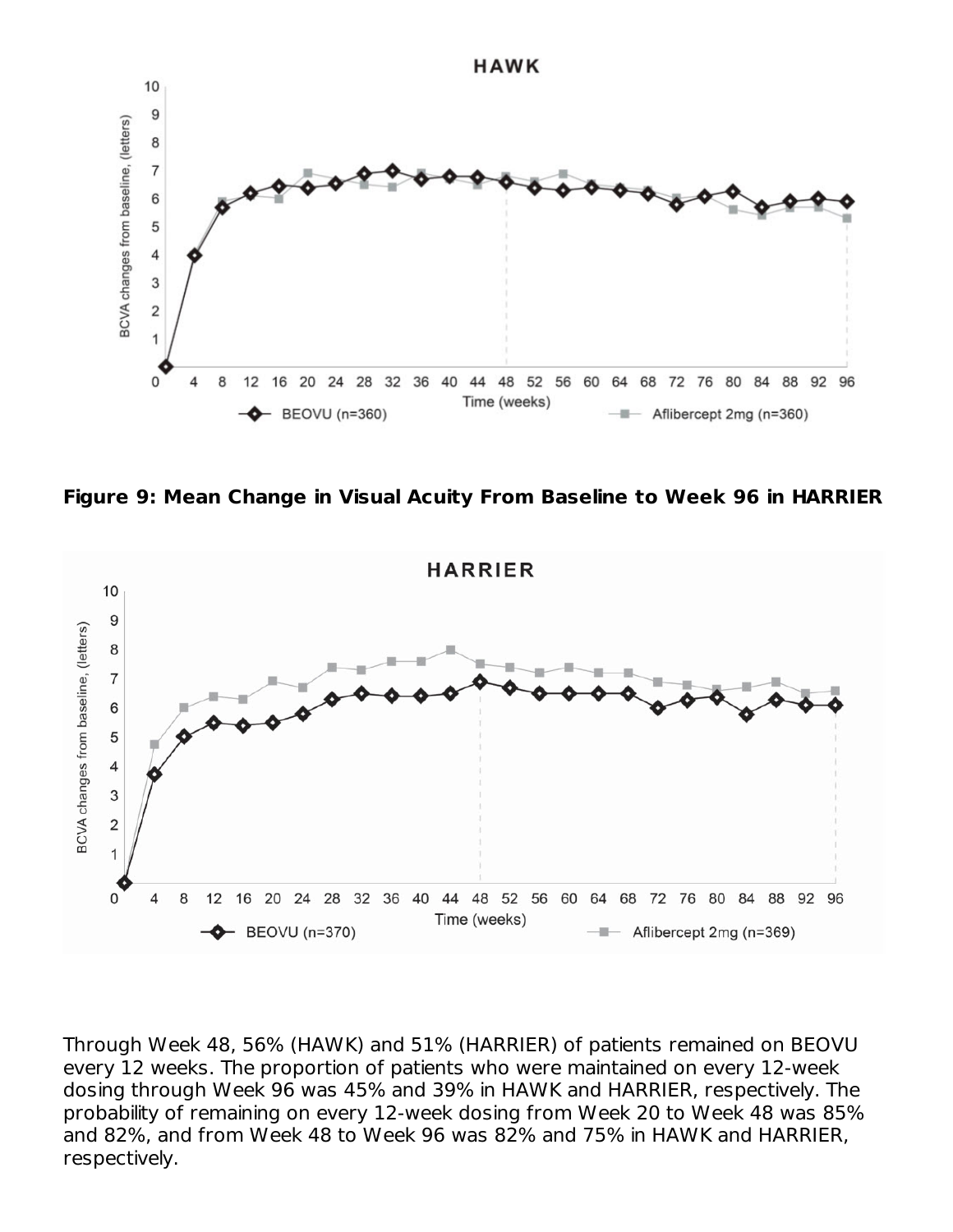**Figure 9: Mean Change in Visual Acuity From Baseline to Week 96 in HARRIER**

Through Week 48, 56% (HAWK) and 51% (HARRIER) of patients remained on BEOVU every 12 weeks. The proportion of patients who were maintained on every 12-week dosing through Week 96 was 45% and 39% in HAWK and HARRIER, respectively. The probability of remaining on every 12-week dosing from Week 20 to Week 48 was 85% and 82%, and from Week 48 to Week 96 was 82% and 75% in HAWK and HARRIER, respectively.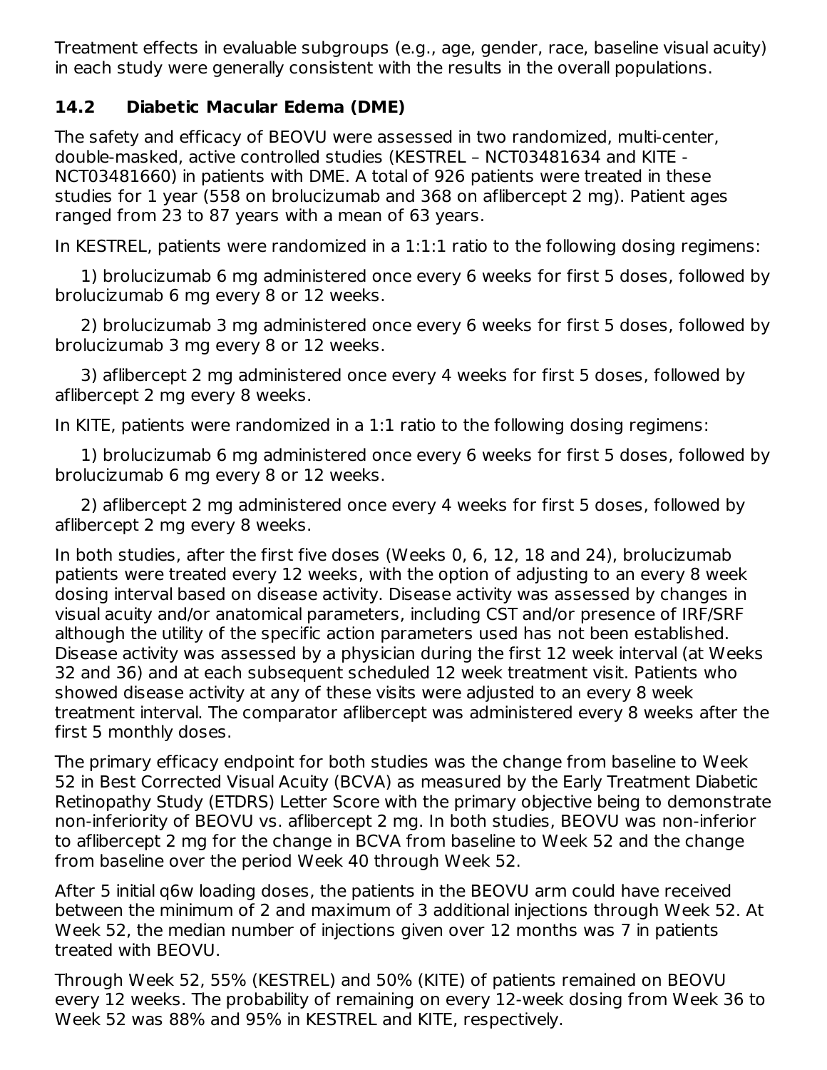Treatment effects in evaluable subgroups (e.g., age, gender, race, baseline visual acuity) in each study were generally consistent with the results in the overall populations.

## 14.2 Diabetic Macular Edema (DME)

The safety and efficacy of BEOVU were assessed in two randomized, multi-center, double-masked, active controlled studies (KESTREL – NCT03481634 and KITE - NCT03481660) in patients with DME. A total of 926 patients were treated in these studies for 1 year (558 on brolucizumab and 368 on aflibercept 2 mg). Patient ages ranged from 23 to 87 years with a mean of 63 years.

In KESTREL, patients were randomized in a 1:1:1 ratio to the following dosing regimens:

1) brolucizumab 6 mg administered once every 6 weeks for first 5 doses, followed by brolucizumab 6 mg every 8 or 12 weeks.

2) brolucizumab 3 mg administered once every 6 weeks for first 5 doses, followed by brolucizumab 3 mg every 8 or 12 weeks.

3) aflibercept 2 mg administered once every 4 weeks for first 5 doses, followed by aflibercept 2 mg every 8 weeks.

In KITE, patients were randomized in a 1:1 ratio to the following dosing regimens:

1) brolucizumab 6 mg administered once every 6 weeks for first 5 doses, followed by brolucizumab 6 mg every 8 or 12 weeks.

2) aflibercept 2 mg administered once every 4 weeks for first 5 doses, followed by aflibercept 2 mg every 8 weeks.

In both studies, after the first five doses (Weeks 0, 6, 12, 18 and 24), brolucizumab patients were treated every 12 weeks, with the option of adjusting to an every 8 week dosing interval based on disease activity. Disease activity was assessed by changes in visual acuity and/or anatomical parameters, including CST and/or presence of IRF/SRF although the utility of the specific action parameters used has not been established. Disease activity was assessed by a physician during the first 12 week interval (at Weeks 32 and 36) and at each subsequent scheduled 12 week treatment visit. Patients who showed disease activity at any of these visits were adjusted to an every 8 week treatment interval. The comparator aflibercept was administered every 8 weeks after the first 5 monthly doses.

The primary efficacy endpoint for both studies was the change from baseline to Week 52 in Best Corrected Visual Acuity (BCVA) as measured by the Early Treatment Diabetic Retinopathy Study (ETDRS) Letter Score with the primary objective being to demonstrate non-inferiority of BEOVU vs. aflibercept 2 mg. In both studies, BEOVU was non-inferior to aflibercept 2 mg for the change in BCVA from baseline to Week 52 and the change from baseline over the period Week 40 through Week 52.

After 5 initial q6w loading doses, the patients in the BEOVU arm could have received between the minimum of 2 and maximum of 3 additional injections through Week 52. At Week 52, the median number of injections given over 12 months was 7 in patients treated with BEOVU.

Through Week 52, 55% (KESTREL) and 50% (KITE) of patients remained on BEOVU every 12 weeks. The probability of remaining on every 12-week dosing from Week 36 to Week 52 was 88% and 95% in KESTREL and KITE, respectively.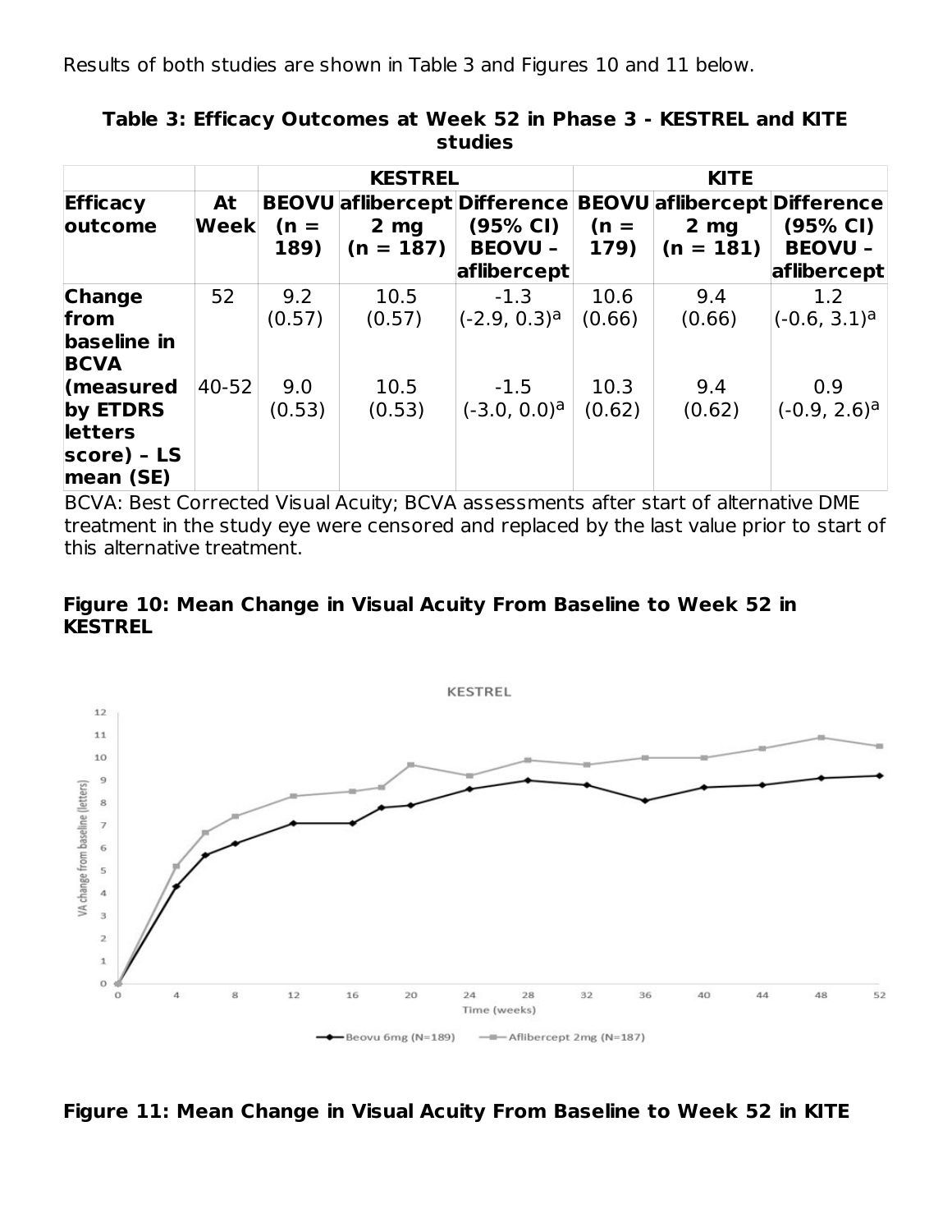Results of both studies are shown in Table 3 and Figures 10 and 11 below.

**Table 3: Efficacy Outcomes at Week 52 in Phase 3 - KESTREL and KITE studies**

| | | KESTREL | | | KITE | | |
|---|---|---|---|---|---|---|---|
| **Efficacy outcome** | **At Week** | **BEOVU (n = 189)** | **aflibercept 2 mg (n = 187)** | **Difference (95% CI) BEOVU – aflibercept** | **BEOVU (n = 179)** | **aflibercept 2 mg (n = 181)** | **Difference (95% CI) BEOVU – aflibercept** |
| **Change from baseline in BCVA (measured by ETDRS letters score) – LS mean (SE)** | 52 | 9.2 (0.57) | 10.5 (0.57) | -1.3 (-2.9, 0.3)[a] | 10.6 (0.66) | 9.4 (0.66) | 1.2 (-0.6, 3.1)[a] |
| | 40-52 | 9.0 (0.53) | 10.5 (0.53) | -1.5 (-3.0, 0.0)[a] | 10.3 (0.62) | 9.4 (0.62) | 0.9 (-0.9, 2.6)[a] |

BCVA: Best Corrected Visual Acuity; BCVA assessments after start of alternative DME treatment in the study eye were censored and replaced by the last value prior to start of this alternative treatment.

**Figure 10: Mean Change in Visual Acuity From Baseline to Week 52 in KESTREL**

**Figure 11: Mean Change in Visual Acuity From Baseline to Week 52 in KITE**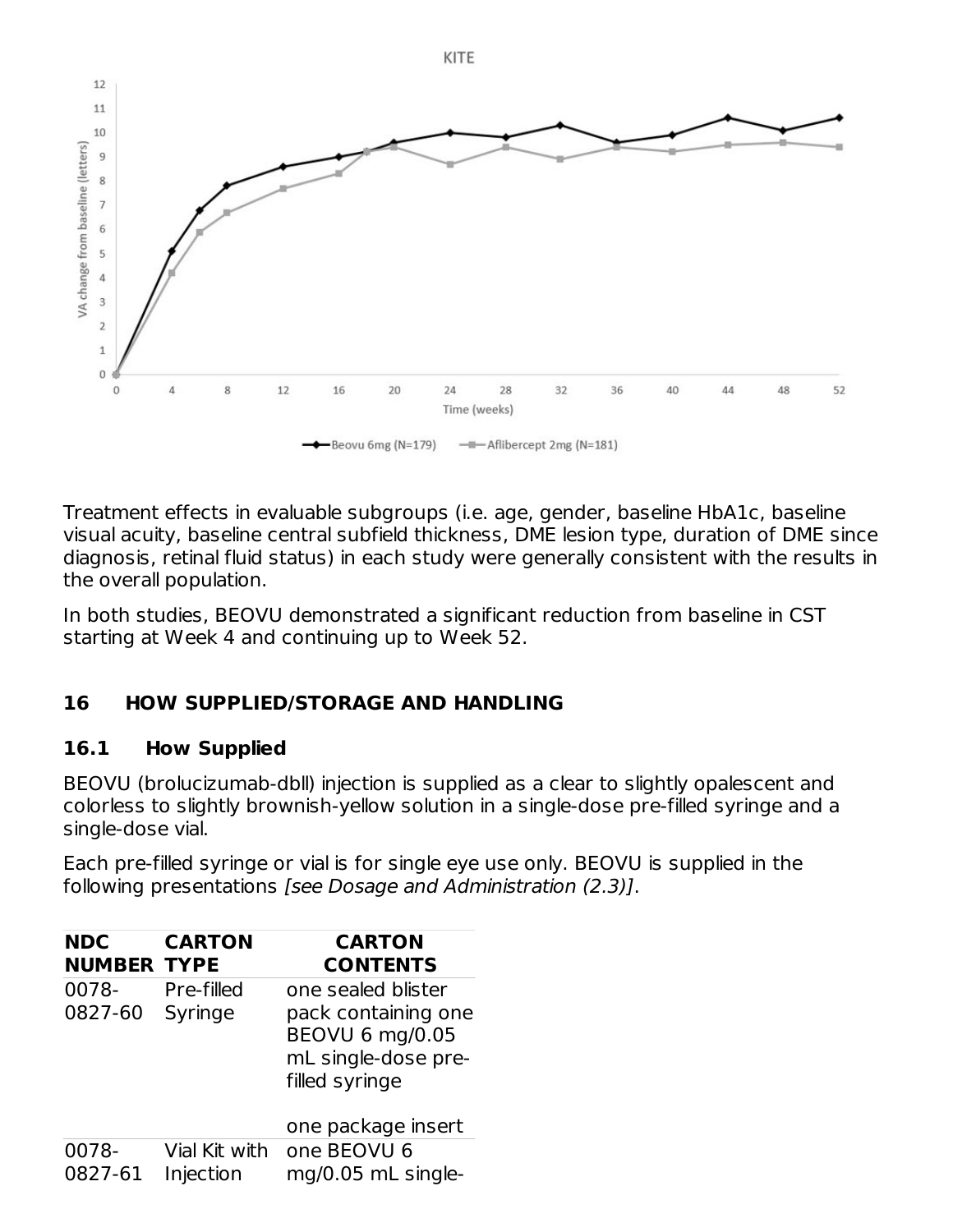Treatment effects in evaluable subgroups (i.e. age, gender, baseline HbA1c, baseline visual acuity, baseline central subfield thickness, DME lesion type, duration of DME since diagnosis, retinal fluid status) in each study were generally consistent with the results in the overall population.

In both studies, BEOVU demonstrated a significant reduction from baseline in CST starting at Week 4 and continuing up to Week 52.

## 16 HOW SUPPLIED/STORAGE AND HANDLING

### 16.1 How Supplied

BEOVU (brolucizumab-dbll) injection is supplied as a clear to slightly opalescent and colorless to slightly brownish-yellow solution in a single-dose pre-filled syringe and a single-dose vial.

Each pre-filled syringe or vial is for single eye use only. BEOVU is supplied in the following presentations *[see Dosage and Administration (2.3)]*.

| NDC NUMBER | CARTON TYPE | CARTON CONTENTS |
|---|---|---|
| 0078-0827-60 | Pre-filled Syringe | one sealed blister pack containing one BEOVU 6 mg/0.05 mL single-dose pre-filled syringe<br><br>one package insert |
| 0078-0827-61 | Vial Kit with Injection | one BEOVU 6 mg/0.05 mL single- |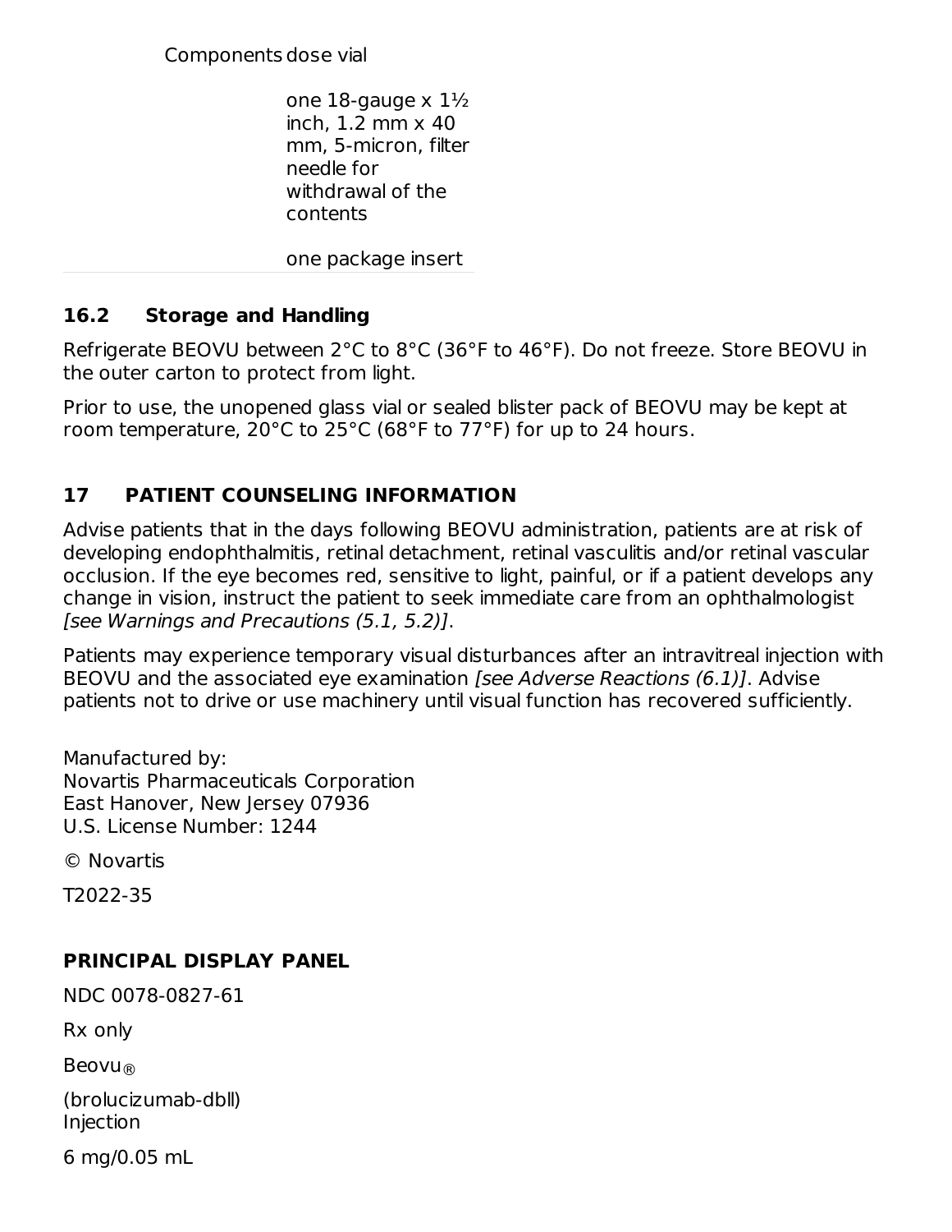| Components | dose vial |
|---|---|
| | one 18-gauge x 1½ inch, 1.2 mm x 40 mm, 5-micron, filter needle for withdrawal of the contents |
| | one package insert |

## 16.2 Storage and Handling

Refrigerate BEOVU between 2°C to 8°C (36°F to 46°F). Do not freeze. Store BEOVU in the outer carton to protect from light.

Prior to use, the unopened glass vial or sealed blister pack of BEOVU may be kept at room temperature, 20°C to 25°C (68°F to 77°F) for up to 24 hours.

## 17 PATIENT COUNSELING INFORMATION

Advise patients that in the days following BEOVU administration, patients are at risk of developing endophthalmitis, retinal detachment, retinal vasculitis and/or retinal vascular occlusion. If the eye becomes red, sensitive to light, painful, or if a patient develops any change in vision, instruct the patient to seek immediate care from an ophthalmologist *[see Warnings and Precautions (5.1, 5.2)]*.

Patients may experience temporary visual disturbances after an intravitreal injection with BEOVU and the associated eye examination *[see Adverse Reactions (6.1)]*. Advise patients not to drive or use machinery until visual function has recovered sufficiently.

Manufactured by:
Novartis Pharmaceuticals Corporation
East Hanover, New Jersey 07936
U.S. License Number: 1244

© Novartis

T2022-35

## PRINCIPAL DISPLAY PANEL

NDC 0078-0827-61

Rx only

Beovu®

(brolucizumab-dbll)
Injection

6 mg/0.05 mL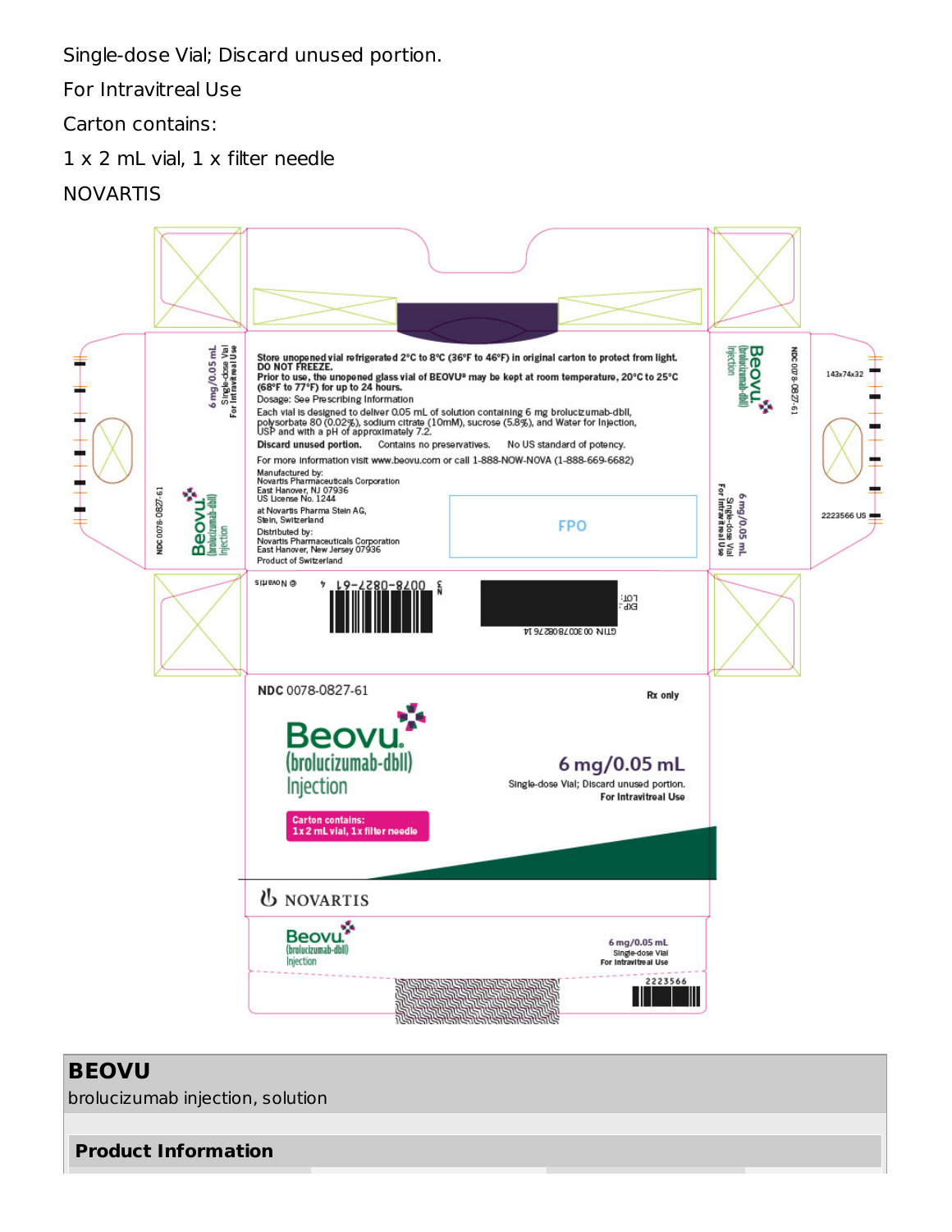Single-dose Vial; Discard unused portion.

For Intravitreal Use

Carton contains:

1 x 2 mL vial, 1 x filter needle

NOVARTIS

Store unopened vial refrigerated 2°C to 8°C (36°F to 46°F) in original carton to protect from light.
DO NOT FREEZE.
Prior to use, the unopened glass vial of BEOVU® may be kept at room temperature, 20°C to 25°C (68°F to 77°F) for up to 24 hours.
Dosage: See Prescribing Information

Each vial is designed to deliver 0.05 mL of solution containing 6 mg brolucizumab-dbll, polysorbate 80 (0.02%), sodium citrate (10mM), sucrose (5.8%), and Water for Injection, USP and with a pH of approximately 7.2.

**Discard unused portion.** Contains no preservatives. No US standard of potency.

For more information visit www.beovu.com or call 1-888-NOW-NOVA (1-888-669-6682)

Manufactured by:
Novartis Pharmaceuticals Corporation
East Hanover, NJ 07936
US License No. 1244

at Novartis Pharma Stein AG,
Stein, Switzerland

Distributed by:
Novartis Pharmaceuticals Corporation
East Hanover, New Jersey 07936
Product of Switzerland

FPO

NDC 0078-0827-61

Rx only

**Beovu®**
(brolucizumab-dbll)
Injection

**6 mg/0.05 mL**
Single-dose Vial; Discard unused portion.
For Intravitreal Use

**Carton contains:**
**1 x 2 mL vial, 1 x filter needle**

NOVARTIS

143x74x32

2223566 US

# BEOVU

brolucizumab injection, solution

## Product Information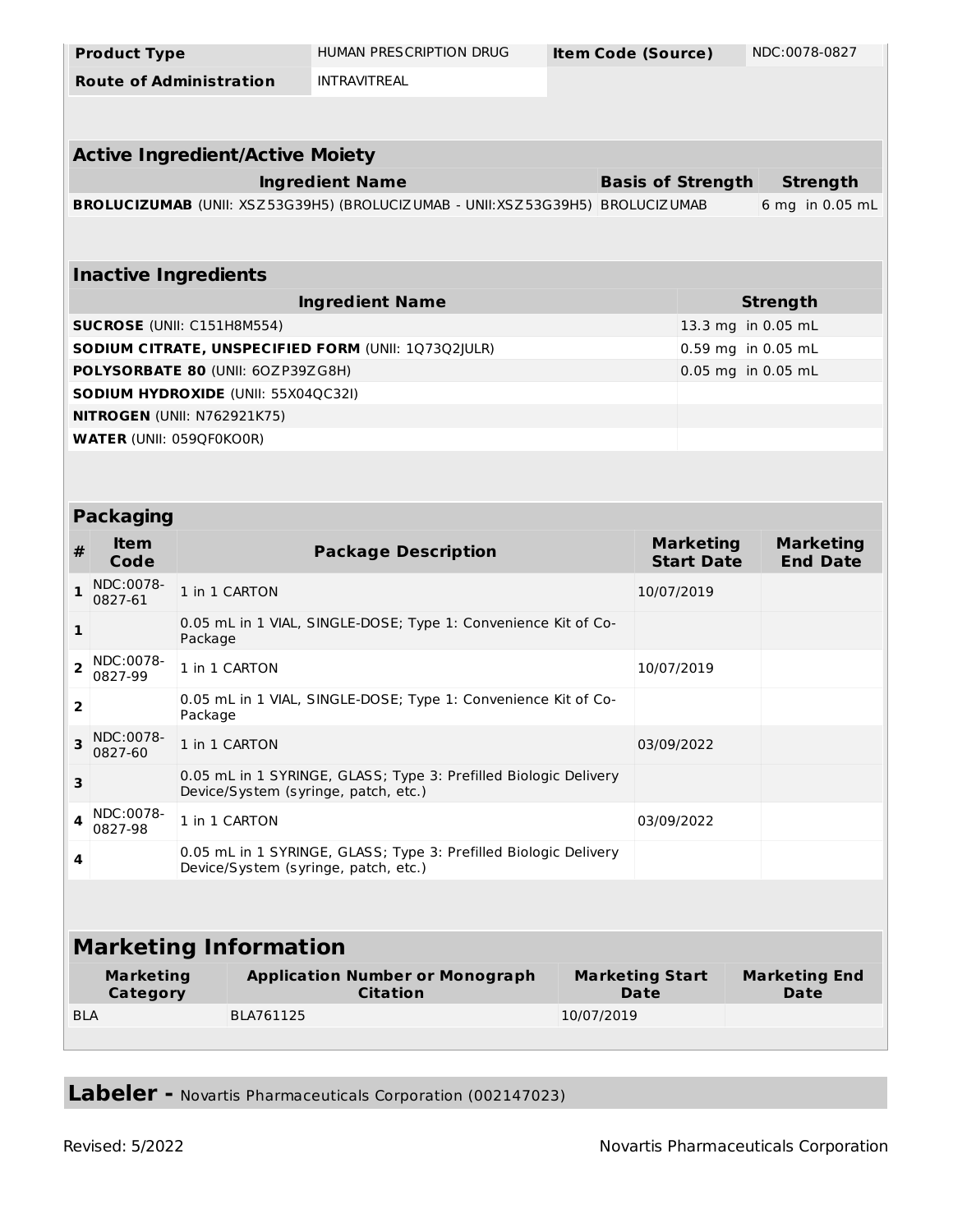| | | | |
|---|---|---|---|
| **Product Type** | HUMAN PRESCRIPTION DRUG | **Item Code (Source)** | NDC:0078-0827 |
| **Route of Administration** | INTRAVITREAL | | |

| **Active Ingredient/Active Moiety** | | |
|---|---|---|
| **Ingredient Name** | **Basis of Strength** | **Strength** |
| **BROLUCIZUMAB** (UNII: XSZ53G39H5) (BROLUCIZUMAB - UNII:XSZ53G39H5) | BROLUCIZUMAB | 6 mg in 0.05 mL |

| **Inactive Ingredients** | |
|---|---|
| **Ingredient Name** | **Strength** |
| **SUCROSE** (UNII: C151H8M554) | 13.3 mg in 0.05 mL |
| **SODIUM CITRATE, UNSPECIFIED FORM** (UNII: 1Q73Q2JULR) | 0.59 mg in 0.05 mL |
| **POLYSORBATE 80** (UNII: 6OZP39ZG8H) | 0.05 mg in 0.05 mL |
| **SODIUM HYDROXIDE** (UNII: 55X04QC32I) | |
| **NITROGEN** (UNII: N762921K75) | |
| **WATER** (UNII: 059QF0KO0R) | |

| **Packaging** | | | | |
|---|---|---|---|---|
| **#** | **Item Code** | **Package Description** | **Marketing Start Date** | **Marketing End Date** |
| 1 | NDC:0078-0827-61 | 1 in 1 CARTON | 10/07/2019 | |
| 1 | | 0.05 mL in 1 VIAL, SINGLE-DOSE; Type 1: Convenience Kit of Co-Package | | |
| 2 | NDC:0078-0827-99 | 1 in 1 CARTON | 10/07/2019 | |
| 2 | | 0.05 mL in 1 VIAL, SINGLE-DOSE; Type 1: Convenience Kit of Co-Package | | |
| 3 | NDC:0078-0827-60 | 1 in 1 CARTON | 03/09/2022 | |
| 3 | | 0.05 mL in 1 SYRINGE, GLASS; Type 3: Prefilled Biologic Delivery Device/System (syringe, patch, etc.) | | |
| 4 | NDC:0078-0827-98 | 1 in 1 CARTON | 03/09/2022 | |
| 4 | | 0.05 mL in 1 SYRINGE, GLASS; Type 3: Prefilled Biologic Delivery Device/System (syringe, patch, etc.) | | |

| **Marketing Information** | | | |
|---|---|---|---|
| **Marketing Category** | **Application Number or Monograph Citation** | **Marketing Start Date** | **Marketing End Date** |
| BLA | BLA761125 | 10/07/2019 | |

## Labeler - Novartis Pharmaceuticals Corporation (002147023)

Revised: 5/2022

Novartis Pharmaceuticals Corporation